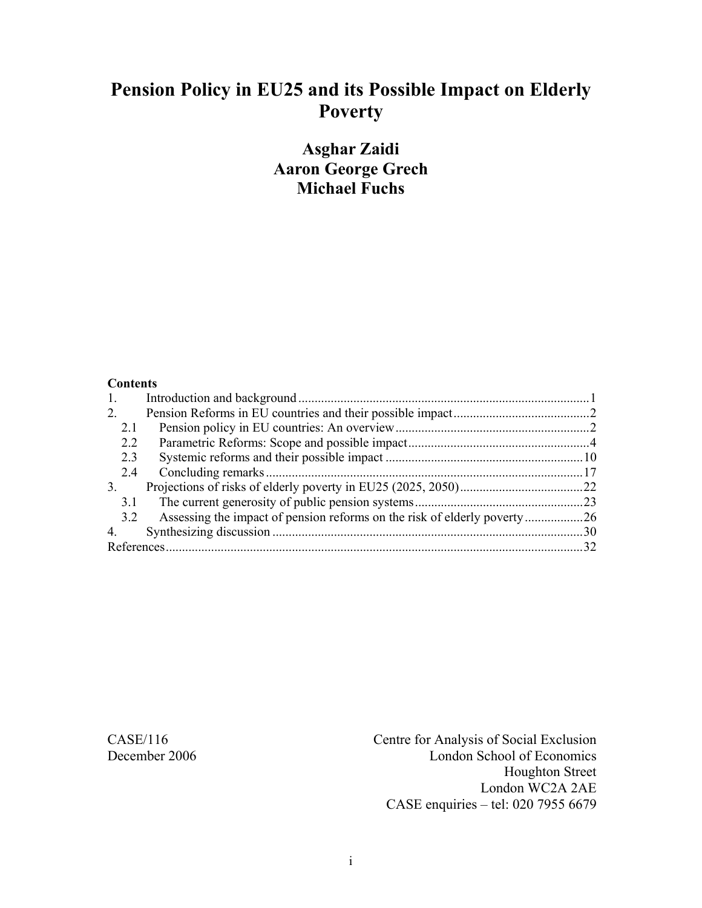# Pension Policy in EU25 and its Possible Impact on Elderly Poverty

**Asghar Zaidi**
**Aaron George Grech**
**Michael Fuchs**

**Contents**

| | | |
|---|---|---|
| 1. | Introduction and background | 1 |
| 2. | Pension Reforms in EU countries and their possible impact | 2 |
| 2.1 | Pension policy in EU countries: An overview | 2 |
| 2.2 | Parametric Reforms: Scope and possible impact | 4 |
| 2.3 | Systemic reforms and their possible impact | 10 |
| 2.4 | Concluding remarks | 17 |
| 3. | Projections of risks of elderly poverty in EU25 (2025, 2050) | 22 |
| 3.1 | The current generosity of public pension systems | 23 |
| 3.2 | Assessing the impact of pension reforms on the risk of elderly poverty | 26 |
| 4. | Synthesizing discussion | 30 |
| | References | 32 |

CASE/116
December 2006

Centre for Analysis of Social Exclusion
London School of Economics
Houghton Street
London WC2A 2AE
CASE enquiries – tel: 020 7955 6679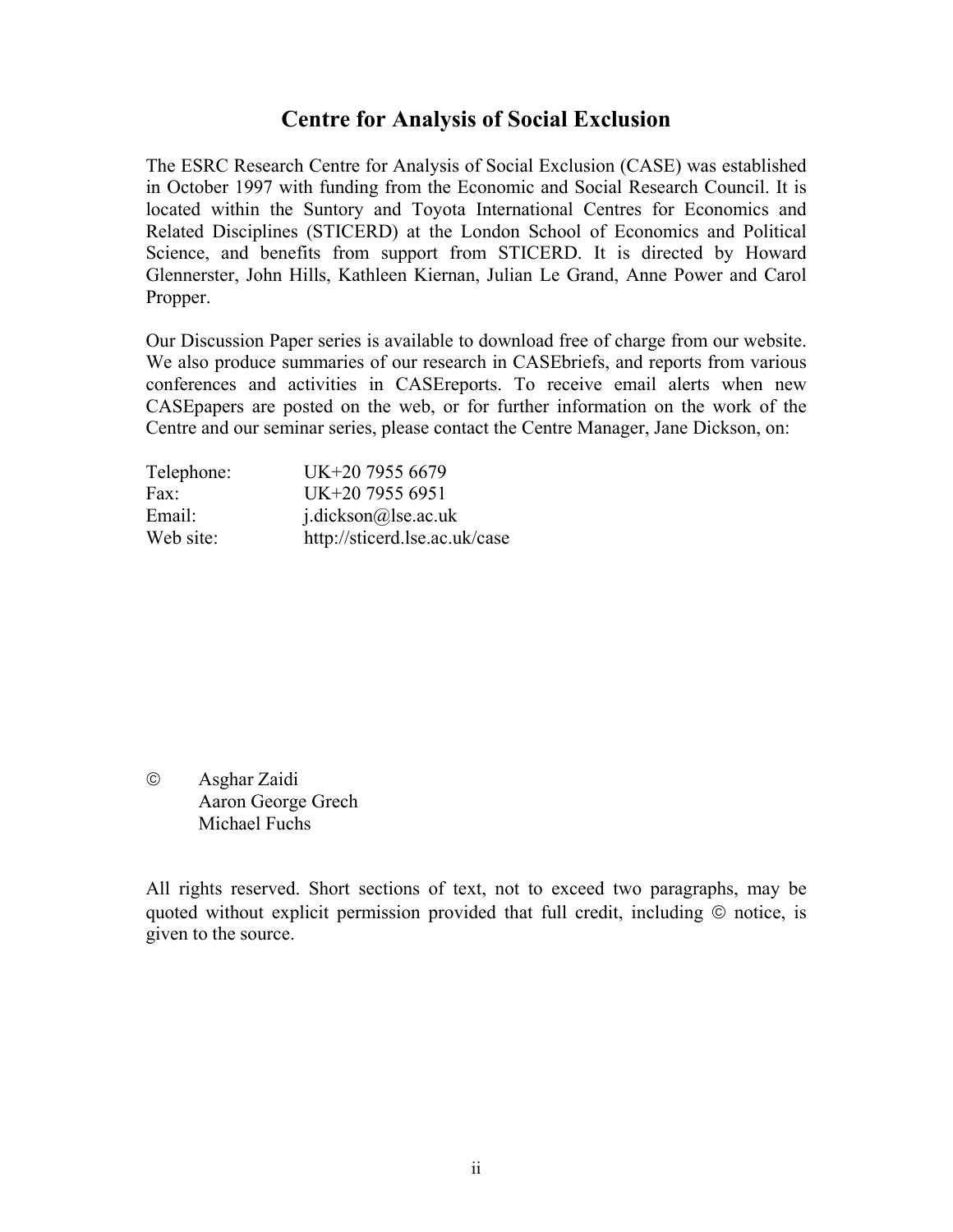# Centre for Analysis of Social Exclusion

The ESRC Research Centre for Analysis of Social Exclusion (CASE) was established in October 1997 with funding from the Economic and Social Research Council. It is located within the Suntory and Toyota International Centres for Economics and Related Disciplines (STICERD) at the London School of Economics and Political Science, and benefits from support from STICERD. It is directed by Howard Glennerster, John Hills, Kathleen Kiernan, Julian Le Grand, Anne Power and Carol Propper.

Our Discussion Paper series is available to download free of charge from our website. We also produce summaries of our research in CASEbriefs, and reports from various conferences and activities in CASEreports. To receive email alerts when new CASEpapers are posted on the web, or for further information on the work of the Centre and our seminar series, please contact the Centre Manager, Jane Dickson, on:

| | |
|---|---|
| Telephone: | UK+20 7955 6679 |
| Fax: | UK+20 7955 6951 |
| Email: | j.dickson@lse.ac.uk |
| Web site: | http://sticerd.lse.ac.uk/case |

© Asghar Zaidi
Aaron George Grech
Michael Fuchs

All rights reserved. Short sections of text, not to exceed two paragraphs, may be quoted without explicit permission provided that full credit, including © notice, is given to the source.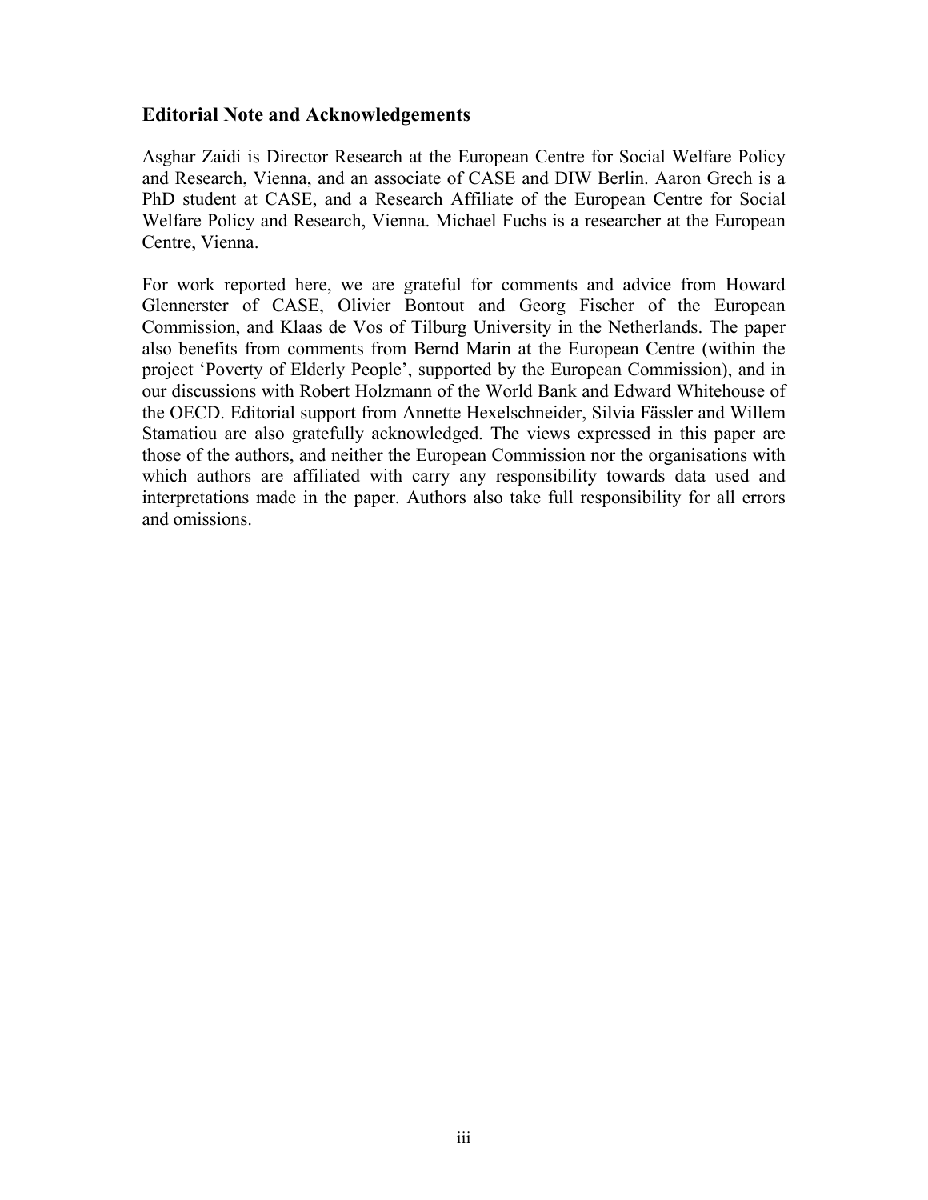## Editorial Note and Acknowledgements

Asghar Zaidi is Director Research at the European Centre for Social Welfare Policy and Research, Vienna, and an associate of CASE and DIW Berlin. Aaron Grech is a PhD student at CASE, and a Research Affiliate of the European Centre for Social Welfare Policy and Research, Vienna. Michael Fuchs is a researcher at the European Centre, Vienna.

For work reported here, we are grateful for comments and advice from Howard Glennerster of CASE, Olivier Bontout and Georg Fischer of the European Commission, and Klaas de Vos of Tilburg University in the Netherlands. The paper also benefits from comments from Bernd Marin at the European Centre (within the project 'Poverty of Elderly People', supported by the European Commission), and in our discussions with Robert Holzmann of the World Bank and Edward Whitehouse of the OECD. Editorial support from Annette Hexelschneider, Silvia Fässler and Willem Stamatiou are also gratefully acknowledged. The views expressed in this paper are those of the authors, and neither the European Commission nor the organisations with which authors are affiliated with carry any responsibility towards data used and interpretations made in the paper. Authors also take full responsibility for all errors and omissions.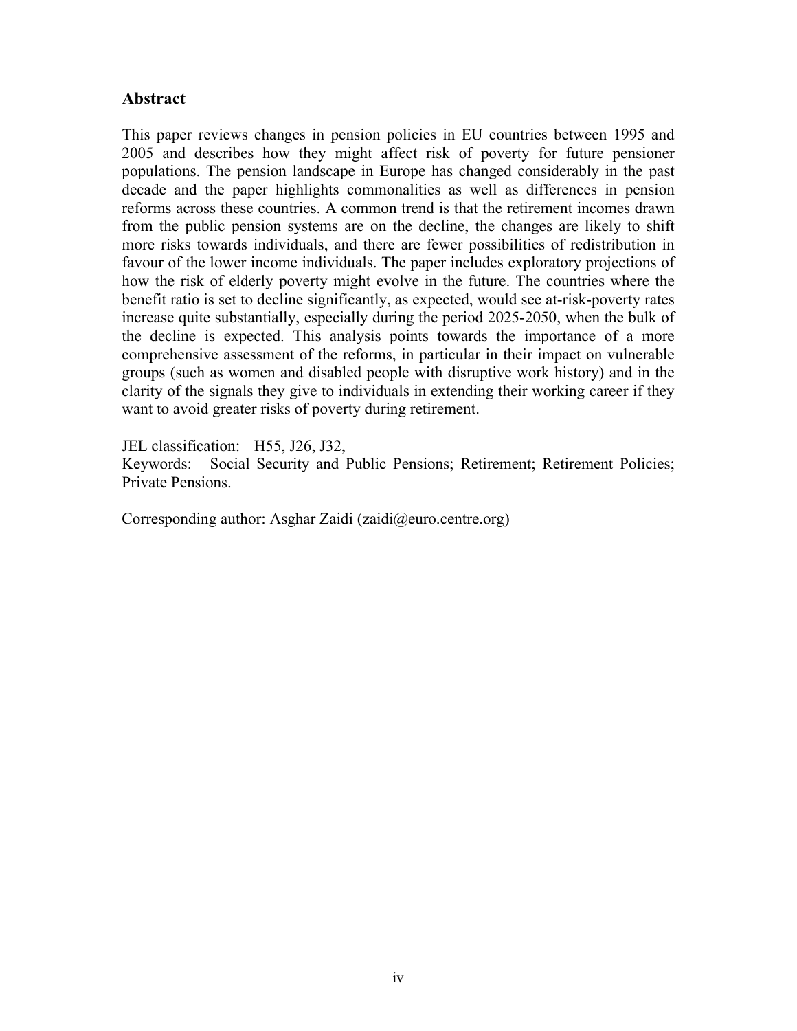## Abstract

This paper reviews changes in pension policies in EU countries between 1995 and 2005 and describes how they might affect risk of poverty for future pensioner populations. The pension landscape in Europe has changed considerably in the past decade and the paper highlights commonalities as well as differences in pension reforms across these countries. A common trend is that the retirement incomes drawn from the public pension systems are on the decline, the changes are likely to shift more risks towards individuals, and there are fewer possibilities of redistribution in favour of the lower income individuals. The paper includes exploratory projections of how the risk of elderly poverty might evolve in the future. The countries where the benefit ratio is set to decline significantly, as expected, would see at-risk-poverty rates increase quite substantially, especially during the period 2025-2050, when the bulk of the decline is expected. This analysis points towards the importance of a more comprehensive assessment of the reforms, in particular in their impact on vulnerable groups (such as women and disabled people with disruptive work history) and in the clarity of the signals they give to individuals in extending their working career if they want to avoid greater risks of poverty during retirement.

JEL classification: H55, J26, J32,
Keywords: Social Security and Public Pensions; Retirement; Retirement Policies; Private Pensions.

Corresponding author: Asghar Zaidi (zaidi@euro.centre.org)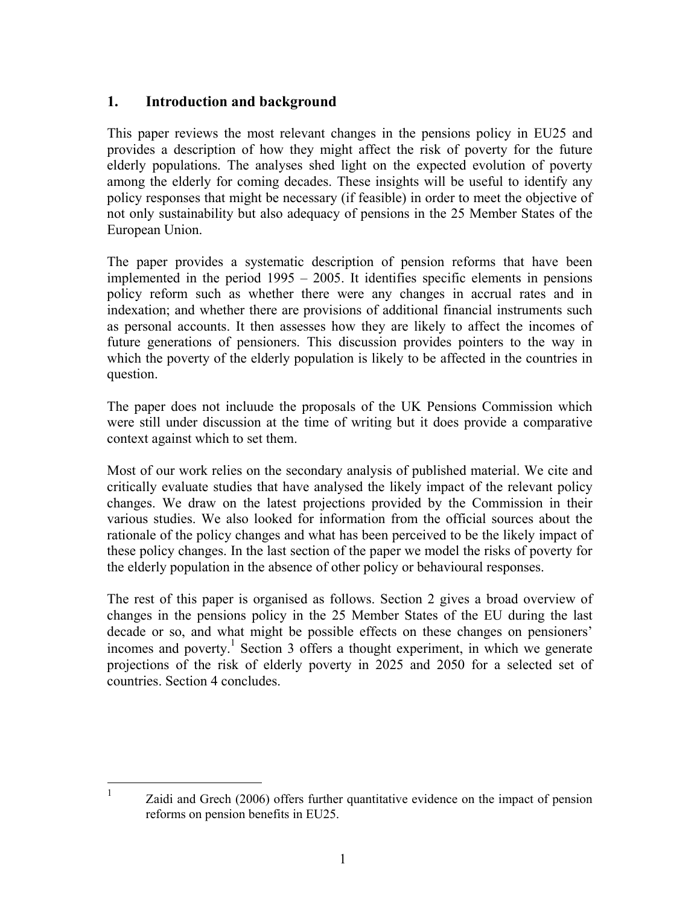## 1. Introduction and background

This paper reviews the most relevant changes in the pensions policy in EU25 and provides a description of how they might affect the risk of poverty for the future elderly populations. The analyses shed light on the expected evolution of poverty among the elderly for coming decades. These insights will be useful to identify any policy responses that might be necessary (if feasible) in order to meet the objective of not only sustainability but also adequacy of pensions in the 25 Member States of the European Union.

The paper provides a systematic description of pension reforms that have been implemented in the period 1995 – 2005. It identifies specific elements in pensions policy reform such as whether there were any changes in accrual rates and in indexation; and whether there are provisions of additional financial instruments such as personal accounts. It then assesses how they are likely to affect the incomes of future generations of pensioners. This discussion provides pointers to the way in which the poverty of the elderly population is likely to be affected in the countries in question.

The paper does not incluude the proposals of the UK Pensions Commission which were still under discussion at the time of writing but it does provide a comparative context against which to set them.

Most of our work relies on the secondary analysis of published material. We cite and critically evaluate studies that have analysed the likely impact of the relevant policy changes. We draw on the latest projections provided by the Commission in their various studies. We also looked for information from the official sources about the rationale of the policy changes and what has been perceived to be the likely impact of these policy changes. In the last section of the paper we model the risks of poverty for the elderly population in the absence of other policy or behavioural responses.

The rest of this paper is organised as follows. Section 2 gives a broad overview of changes in the pensions policy in the 25 Member States of the EU during the last decade or so, and what might be possible effects on these changes on pensioners' incomes and poverty.[1] Section 3 offers a thought experiment, in which we generate projections of the risk of elderly poverty in 2025 and 2050 for a selected set of countries. Section 4 concludes.

---

[1] Zaidi and Grech (2006) offers further quantitative evidence on the impact of pension reforms on pension benefits in EU25.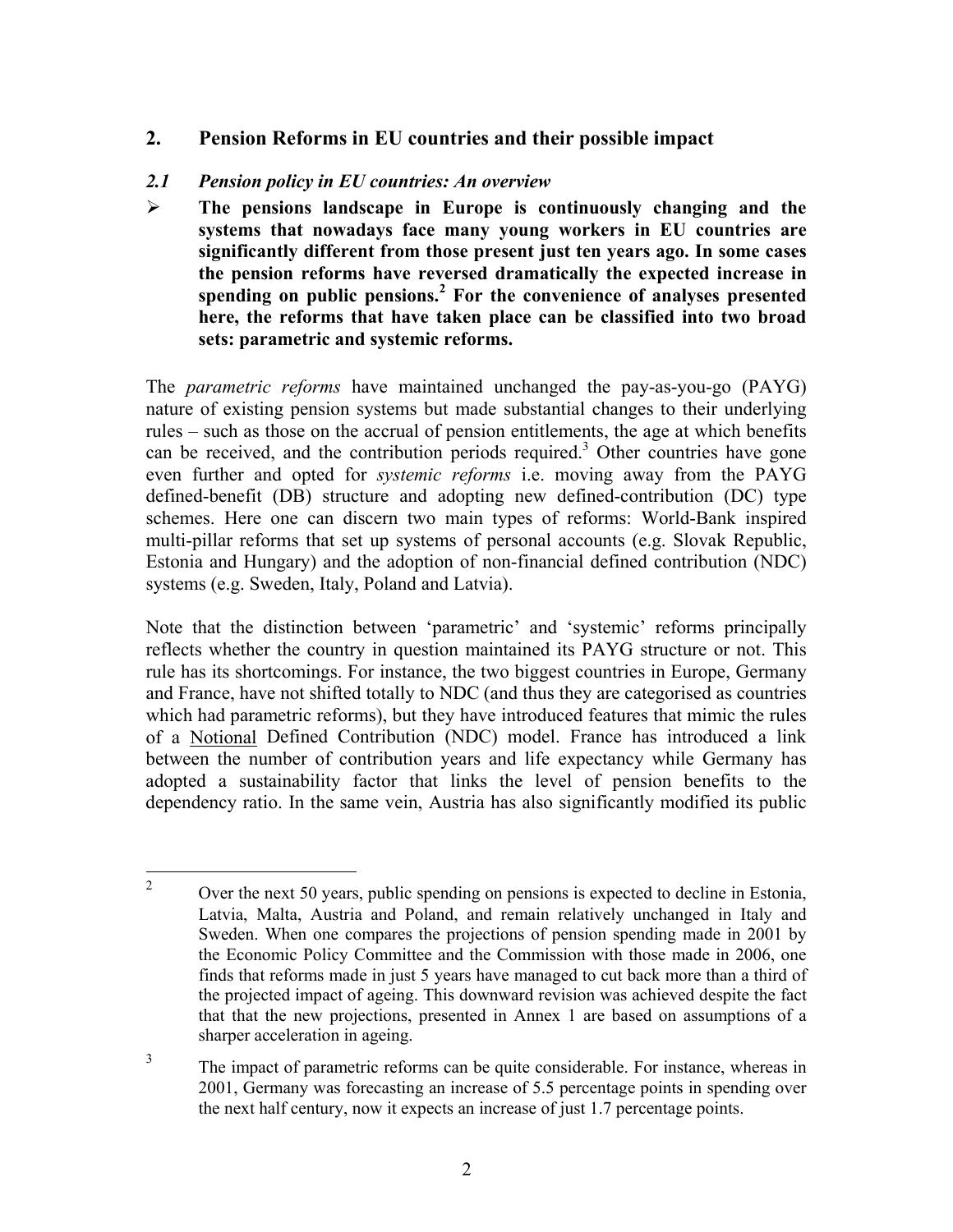## 2. Pension Reforms in EU countries and their possible impact

### *2.1 Pension policy in EU countries: An overview*

- **The pensions landscape in Europe is continuously changing and the systems that nowadays face many young workers in EU countries are significantly different from those present just ten years ago. In some cases the pension reforms have reversed dramatically the expected increase in spending on public pensions.[2] For the convenience of analyses presented here, the reforms that have taken place can be classified into two broad sets: parametric and systemic reforms.**

The *parametric reforms* have maintained unchanged the pay-as-you-go (PAYG) nature of existing pension systems but made substantial changes to their underlying rules – such as those on the accrual of pension entitlements, the age at which benefits can be received, and the contribution periods required.[3] Other countries have gone even further and opted for *systemic reforms* i.e. moving away from the PAYG defined-benefit (DB) structure and adopting new defined-contribution (DC) type schemes. Here one can discern two main types of reforms: World-Bank inspired multi-pillar reforms that set up systems of personal accounts (e.g. Slovak Republic, Estonia and Hungary) and the adoption of non-financial defined contribution (NDC) systems (e.g. Sweden, Italy, Poland and Latvia).

Note that the distinction between 'parametric' and 'systemic' reforms principally reflects whether the country in question maintained its PAYG structure or not. This rule has its shortcomings. For instance, the two biggest countries in Europe, Germany and France, have not shifted totally to NDC (and thus they are categorised as countries which had parametric reforms), but they have introduced features that mimic the rules of a Notional Defined Contribution (NDC) model. France has introduced a link between the number of contribution years and life expectancy while Germany has adopted a sustainability factor that links the level of pension benefits to the dependency ratio. In the same vein, Austria has also significantly modified its public

---

[2] Over the next 50 years, public spending on pensions is expected to decline in Estonia, Latvia, Malta, Austria and Poland, and remain relatively unchanged in Italy and Sweden. When one compares the projections of pension spending made in 2001 by the Economic Policy Committee and the Commission with those made in 2006, one finds that reforms made in just 5 years have managed to cut back more than a third of the projected impact of ageing. This downward revision was achieved despite the fact that that the new projections, presented in Annex 1 are based on assumptions of a sharper acceleration in ageing.

[3] The impact of parametric reforms can be quite considerable. For instance, whereas in 2001, Germany was forecasting an increase of 5.5 percentage points in spending over the next half century, now it expects an increase of just 1.7 percentage points.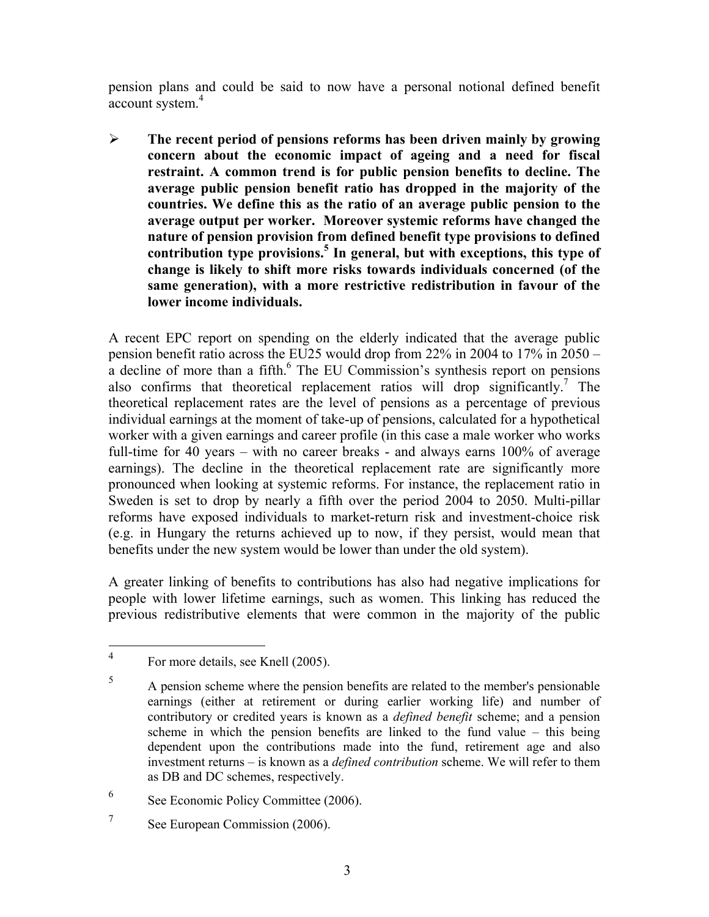pension plans and could be said to now have a personal notional defined benefit account system.[4]

- **The recent period of pensions reforms has been driven mainly by growing concern about the economic impact of ageing and a need for fiscal restraint. A common trend is for public pension benefits to decline. The average public pension benefit ratio has dropped in the majority of the countries. We define this as the ratio of an average public pension to the average output per worker. Moreover systemic reforms have changed the nature of pension provision from defined benefit type provisions to defined contribution type provisions.[5] In general, but with exceptions, this type of change is likely to shift more risks towards individuals concerned (of the same generation), with a more restrictive redistribution in favour of the lower income individuals.**

A recent EPC report on spending on the elderly indicated that the average public pension benefit ratio across the EU25 would drop from 22% in 2004 to 17% in 2050 – a decline of more than a fifth.[6] The EU Commission's synthesis report on pensions also confirms that theoretical replacement ratios will drop significantly.[7] The theoretical replacement rates are the level of pensions as a percentage of previous individual earnings at the moment of take-up of pensions, calculated for a hypothetical worker with a given earnings and career profile (in this case a male worker who works full-time for 40 years – with no career breaks - and always earns 100% of average earnings). The decline in the theoretical replacement rate are significantly more pronounced when looking at systemic reforms. For instance, the replacement ratio in Sweden is set to drop by nearly a fifth over the period 2004 to 2050. Multi-pillar reforms have exposed individuals to market-return risk and investment-choice risk (e.g. in Hungary the returns achieved up to now, if they persist, would mean that benefits under the new system would be lower than under the old system).

A greater linking of benefits to contributions has also had negative implications for people with lower lifetime earnings, such as women. This linking has reduced the previous redistributive elements that were common in the majority of the public

---

[4] For more details, see Knell (2005).

[5] A pension scheme where the pension benefits are related to the member's pensionable earnings (either at retirement or during earlier working life) and number of contributory or credited years is known as a *defined benefit* scheme; and a pension scheme in which the pension benefits are linked to the fund value – this being dependent upon the contributions made into the fund, retirement age and also investment returns – is known as a *defined contribution* scheme. We will refer to them as DB and DC schemes, respectively.

[6] See Economic Policy Committee (2006).

[7] See European Commission (2006).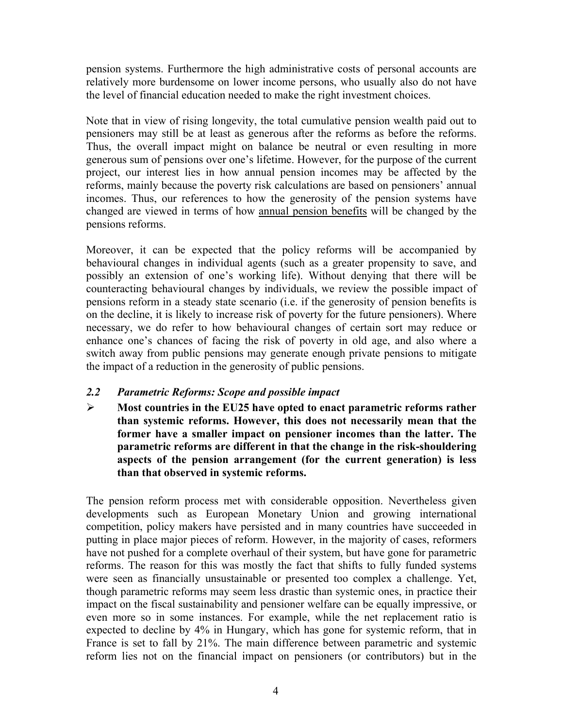pension systems. Furthermore the high administrative costs of personal accounts are relatively more burdensome on lower income persons, who usually also do not have the level of financial education needed to make the right investment choices.

Note that in view of rising longevity, the total cumulative pension wealth paid out to pensioners may still be at least as generous after the reforms as before the reforms. Thus, the overall impact might on balance be neutral or even resulting in more generous sum of pensions over one's lifetime. However, for the purpose of the current project, our interest lies in how annual pension incomes may be affected by the reforms, mainly because the poverty risk calculations are based on pensioners' annual incomes. Thus, our references to how the generosity of the pension systems have changed are viewed in terms of how <u>annual pension benefits</u> will be changed by the pensions reforms.

Moreover, it can be expected that the policy reforms will be accompanied by behavioural changes in individual agents (such as a greater propensity to save, and possibly an extension of one's working life). Without denying that there will be counteracting behavioural changes by individuals, we review the possible impact of pensions reform in a steady state scenario (i.e. if the generosity of pension benefits is on the decline, it is likely to increase risk of poverty for the future pensioners). Where necessary, we do refer to how behavioural changes of certain sort may reduce or enhance one's chances of facing the risk of poverty in old age, and also where a switch away from public pensions may generate enough private pensions to mitigate the impact of a reduction in the generosity of public pensions.

### *2.2 Parametric Reforms: Scope and possible impact*

- **Most countries in the EU25 have opted to enact parametric reforms rather than systemic reforms. However, this does not necessarily mean that the former have a smaller impact on pensioner incomes than the latter. The parametric reforms are different in that the change in the risk-shouldering aspects of the pension arrangement (for the current generation) is less than that observed in systemic reforms.**

The pension reform process met with considerable opposition. Nevertheless given developments such as European Monetary Union and growing international competition, policy makers have persisted and in many countries have succeeded in putting in place major pieces of reform. However, in the majority of cases, reformers have not pushed for a complete overhaul of their system, but have gone for parametric reforms. The reason for this was mostly the fact that shifts to fully funded systems were seen as financially unsustainable or presented too complex a challenge. Yet, though parametric reforms may seem less drastic than systemic ones, in practice their impact on the fiscal sustainability and pensioner welfare can be equally impressive, or even more so in some instances. For example, while the net replacement ratio is expected to decline by 4% in Hungary, which has gone for systemic reform, that in France is set to fall by 21%. The main difference between parametric and systemic reform lies not on the financial impact on pensioners (or contributors) but in the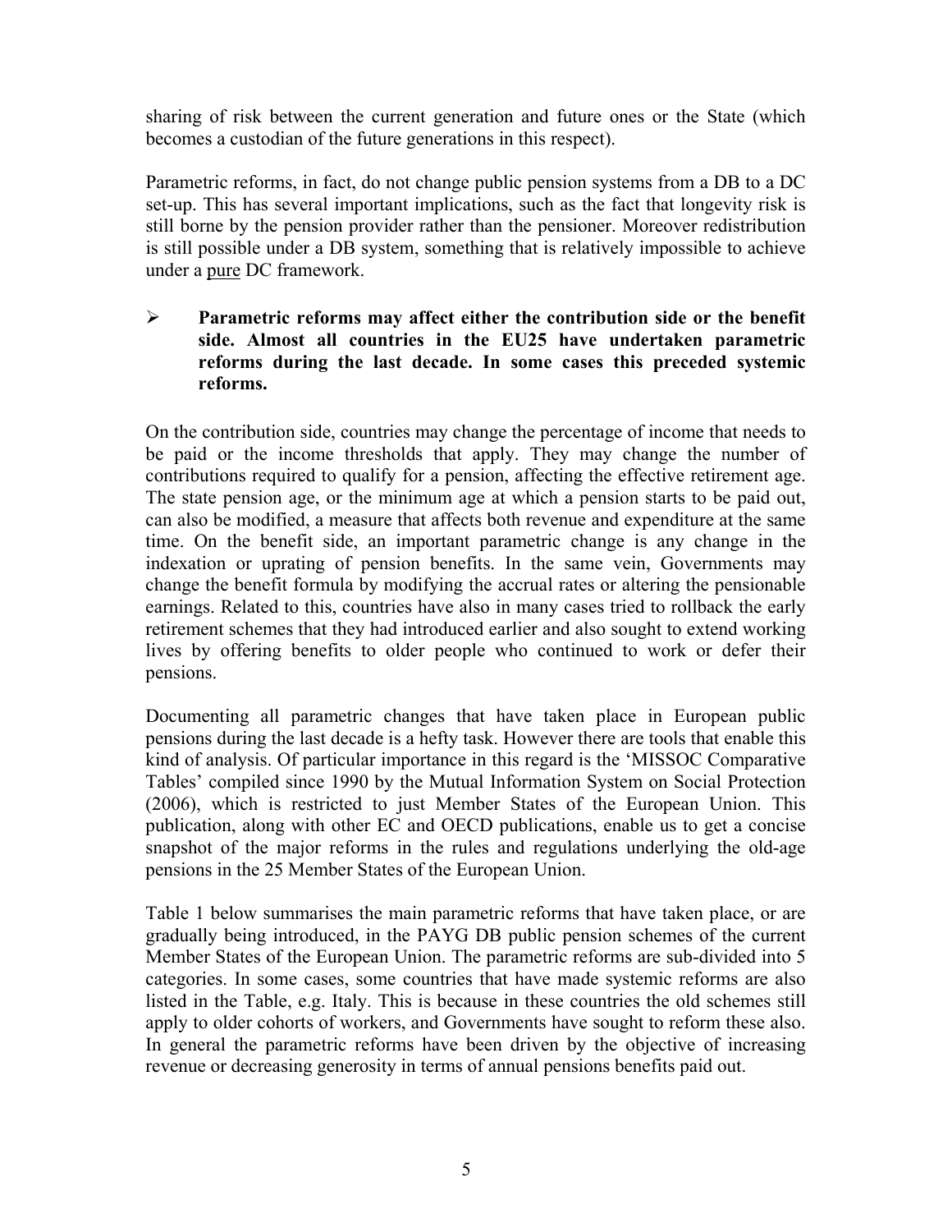sharing of risk between the current generation and future ones or the State (which becomes a custodian of the future generations in this respect).

Parametric reforms, in fact, do not change public pension systems from a DB to a DC set-up. This has several important implications, such as the fact that longevity risk is still borne by the pension provider rather than the pensioner. Moreover redistribution is still possible under a DB system, something that is relatively impossible to achieve under a pure DC framework.

- **Parametric reforms may affect either the contribution side or the benefit side. Almost all countries in the EU25 have undertaken parametric reforms during the last decade. In some cases this preceded systemic reforms.**

On the contribution side, countries may change the percentage of income that needs to be paid or the income thresholds that apply. They may change the number of contributions required to qualify for a pension, affecting the effective retirement age. The state pension age, or the minimum age at which a pension starts to be paid out, can also be modified, a measure that affects both revenue and expenditure at the same time. On the benefit side, an important parametric change is any change in the indexation or uprating of pension benefits. In the same vein, Governments may change the benefit formula by modifying the accrual rates or altering the pensionable earnings. Related to this, countries have also in many cases tried to rollback the early retirement schemes that they had introduced earlier and also sought to extend working lives by offering benefits to older people who continued to work or defer their pensions.

Documenting all parametric changes that have taken place in European public pensions during the last decade is a hefty task. However there are tools that enable this kind of analysis. Of particular importance in this regard is the 'MISSOC Comparative Tables' compiled since 1990 by the Mutual Information System on Social Protection (2006), which is restricted to just Member States of the European Union. This publication, along with other EC and OECD publications, enable us to get a concise snapshot of the major reforms in the rules and regulations underlying the old-age pensions in the 25 Member States of the European Union.

Table 1 below summarises the main parametric reforms that have taken place, or are gradually being introduced, in the PAYG DB public pension schemes of the current Member States of the European Union. The parametric reforms are sub-divided into 5 categories. In some cases, some countries that have made systemic reforms are also listed in the Table, e.g. Italy. This is because in these countries the old schemes still apply to older cohorts of workers, and Governments have sought to reform these also. In general the parametric reforms have been driven by the objective of increasing revenue or decreasing generosity in terms of annual pensions benefits paid out.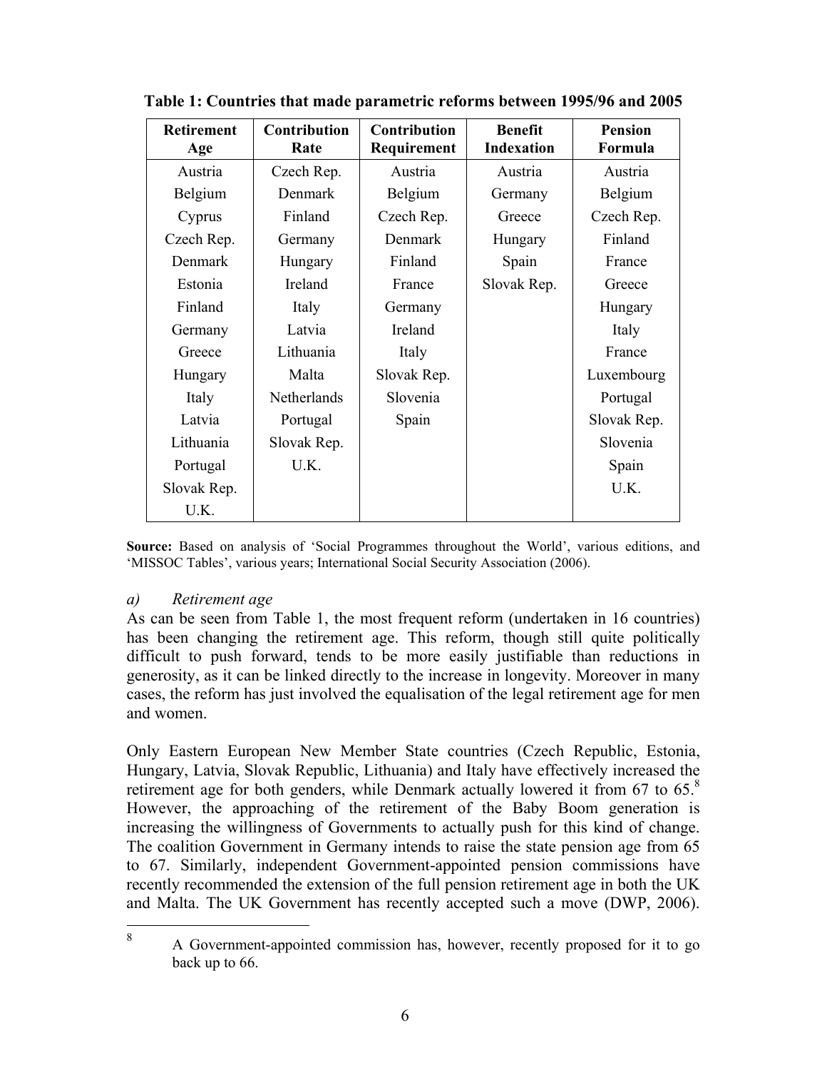**Table 1: Countries that made parametric reforms between 1995/96 and 2005**

| Retirement Age | Contribution Rate | Contribution Requirement | Benefit Indexation | Pension Formula |
|---|---|---|---|---|
| Austria | Czech Rep. | Austria | Austria | Austria |
| Belgium | Denmark | Belgium | Germany | Belgium |
| Cyprus | Finland | Czech Rep. | Greece | Czech Rep. |
| Czech Rep. | Germany | Denmark | Hungary | Finland |
| Denmark | Hungary | Finland | Spain | France |
| Estonia | Ireland | France | Slovak Rep. | Greece |
| Finland | Italy | Germany | | Hungary |
| Germany | Latvia | Ireland | | Italy |
| Greece | Lithuania | Italy | | France |
| Hungary | Malta | Slovak Rep. | | Luxembourg |
| Italy | Netherlands | Slovenia | | Portugal |
| Latvia | Portugal | Spain | | Slovak Rep. |
| Lithuania | Slovak Rep. | | | Slovenia |
| Portugal | U.K. | | | Spain |
| Slovak Rep. | | | | U.K. |
| U.K. | | | | |

**Source:** Based on analysis of 'Social Programmes throughout the World', various editions, and 'MISSOC Tables', various years; International Social Security Association (2006).

*a) Retirement age*

As can be seen from Table 1, the most frequent reform (undertaken in 16 countries) has been changing the retirement age. This reform, though still quite politically difficult to push forward, tends to be more easily justifiable than reductions in generosity, as it can be linked directly to the increase in longevity. Moreover in many cases, the reform has just involved the equalisation of the legal retirement age for men and women.

Only Eastern European New Member State countries (Czech Republic, Estonia, Hungary, Latvia, Slovak Republic, Lithuania) and Italy have effectively increased the retirement age for both genders, while Denmark actually lowered it from 67 to 65.[8] However, the approaching of the retirement of the Baby Boom generation is increasing the willingness of Governments to actually push for this kind of change. The coalition Government in Germany intends to raise the state pension age from 65 to 67. Similarly, independent Government-appointed pension commissions have recently recommended the extension of the full pension retirement age in both the UK and Malta. The UK Government has recently accepted such a move (DWP, 2006).

[8] A Government-appointed commission has, however, recently proposed for it to go back up to 66.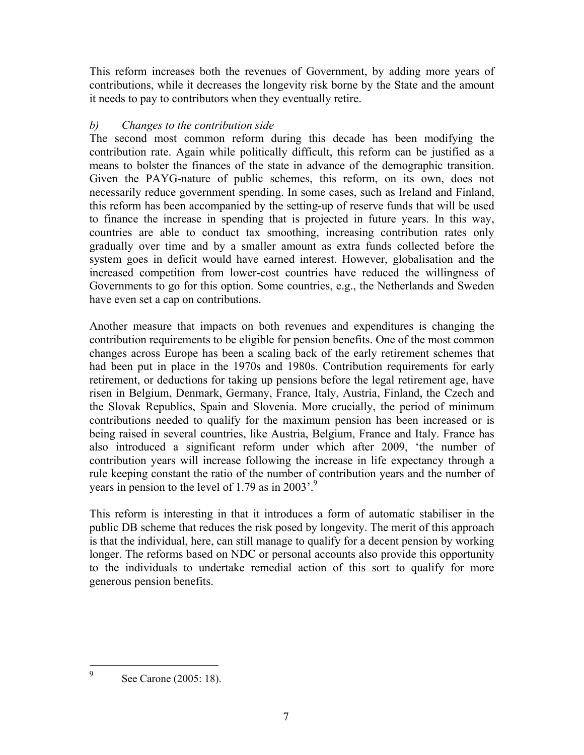This reform increases both the revenues of Government, by adding more years of contributions, while it decreases the longevity risk borne by the State and the amount it needs to pay to contributors when they eventually retire.

*b) Changes to the contribution side*

The second most common reform during this decade has been modifying the contribution rate. Again while politically difficult, this reform can be justified as a means to bolster the finances of the state in advance of the demographic transition. Given the PAYG-nature of public schemes, this reform, on its own, does not necessarily reduce government spending. In some cases, such as Ireland and Finland, this reform has been accompanied by the setting-up of reserve funds that will be used to finance the increase in spending that is projected in future years. In this way, countries are able to conduct tax smoothing, increasing contribution rates only gradually over time and by a smaller amount as extra funds collected before the system goes in deficit would have earned interest. However, globalisation and the increased competition from lower-cost countries have reduced the willingness of Governments to go for this option. Some countries, e.g., the Netherlands and Sweden have even set a cap on contributions.

Another measure that impacts on both revenues and expenditures is changing the contribution requirements to be eligible for pension benefits. One of the most common changes across Europe has been a scaling back of the early retirement schemes that had been put in place in the 1970s and 1980s. Contribution requirements for early retirement, or deductions for taking up pensions before the legal retirement age, have risen in Belgium, Denmark, Germany, France, Italy, Austria, Finland, the Czech and the Slovak Republics, Spain and Slovenia. More crucially, the period of minimum contributions needed to qualify for the maximum pension has been increased or is being raised in several countries, like Austria, Belgium, France and Italy. France has also introduced a significant reform under which after 2009, 'the number of contribution years will increase following the increase in life expectancy through a rule keeping constant the ratio of the number of contribution years and the number of years in pension to the level of 1.79 as in 2003'.[9]

This reform is interesting in that it introduces a form of automatic stabiliser in the public DB scheme that reduces the risk posed by longevity. The merit of this approach is that the individual, here, can still manage to qualify for a decent pension by working longer. The reforms based on NDC or personal accounts also provide this opportunity to the individuals to undertake remedial action of this sort to qualify for more generous pension benefits.

[9] See Carone (2005: 18).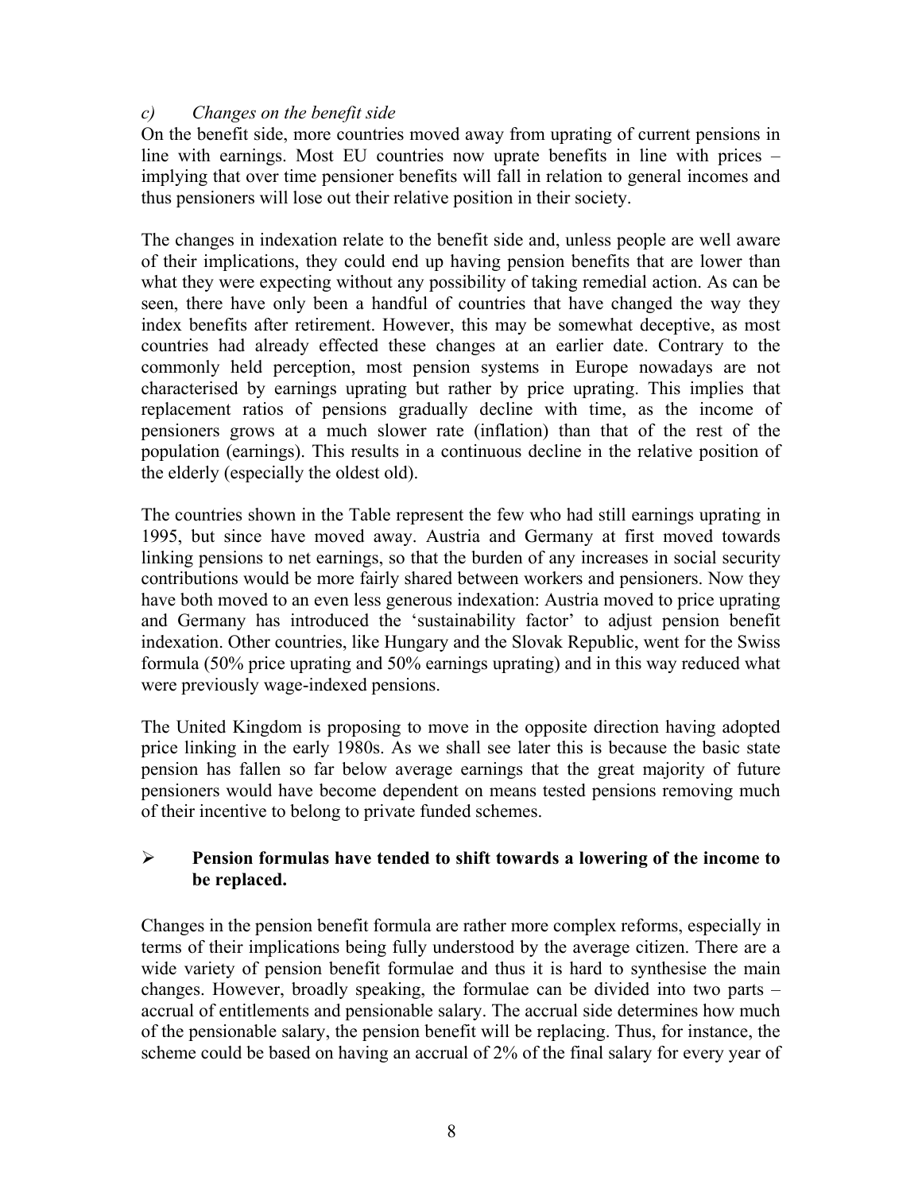### c) *Changes on the benefit side*

On the benefit side, more countries moved away from uprating of current pensions in line with earnings. Most EU countries now uprate benefits in line with prices – implying that over time pensioner benefits will fall in relation to general incomes and thus pensioners will lose out their relative position in their society.

The changes in indexation relate to the benefit side and, unless people are well aware of their implications, they could end up having pension benefits that are lower than what they were expecting without any possibility of taking remedial action. As can be seen, there have only been a handful of countries that have changed the way they index benefits after retirement. However, this may be somewhat deceptive, as most countries had already effected these changes at an earlier date. Contrary to the commonly held perception, most pension systems in Europe nowadays are not characterised by earnings uprating but rather by price uprating. This implies that replacement ratios of pensions gradually decline with time, as the income of pensioners grows at a much slower rate (inflation) than that of the rest of the population (earnings). This results in a continuous decline in the relative position of the elderly (especially the oldest old).

The countries shown in the Table represent the few who had still earnings uprating in 1995, but since have moved away. Austria and Germany at first moved towards linking pensions to net earnings, so that the burden of any increases in social security contributions would be more fairly shared between workers and pensioners. Now they have both moved to an even less generous indexation: Austria moved to price uprating and Germany has introduced the 'sustainability factor' to adjust pension benefit indexation. Other countries, like Hungary and the Slovak Republic, went for the Swiss formula (50% price uprating and 50% earnings uprating) and in this way reduced what were previously wage-indexed pensions.

The United Kingdom is proposing to move in the opposite direction having adopted price linking in the early 1980s. As we shall see later this is because the basic state pension has fallen so far below average earnings that the great majority of future pensioners would have become dependent on means tested pensions removing much of their incentive to belong to private funded schemes.

- **Pension formulas have tended to shift towards a lowering of the income to be replaced.**

Changes in the pension benefit formula are rather more complex reforms, especially in terms of their implications being fully understood by the average citizen. There are a wide variety of pension benefit formulae and thus it is hard to synthesise the main changes. However, broadly speaking, the formulae can be divided into two parts – accrual of entitlements and pensionable salary. The accrual side determines how much of the pensionable salary, the pension benefit will be replacing. Thus, for instance, the scheme could be based on having an accrual of 2% of the final salary for every year of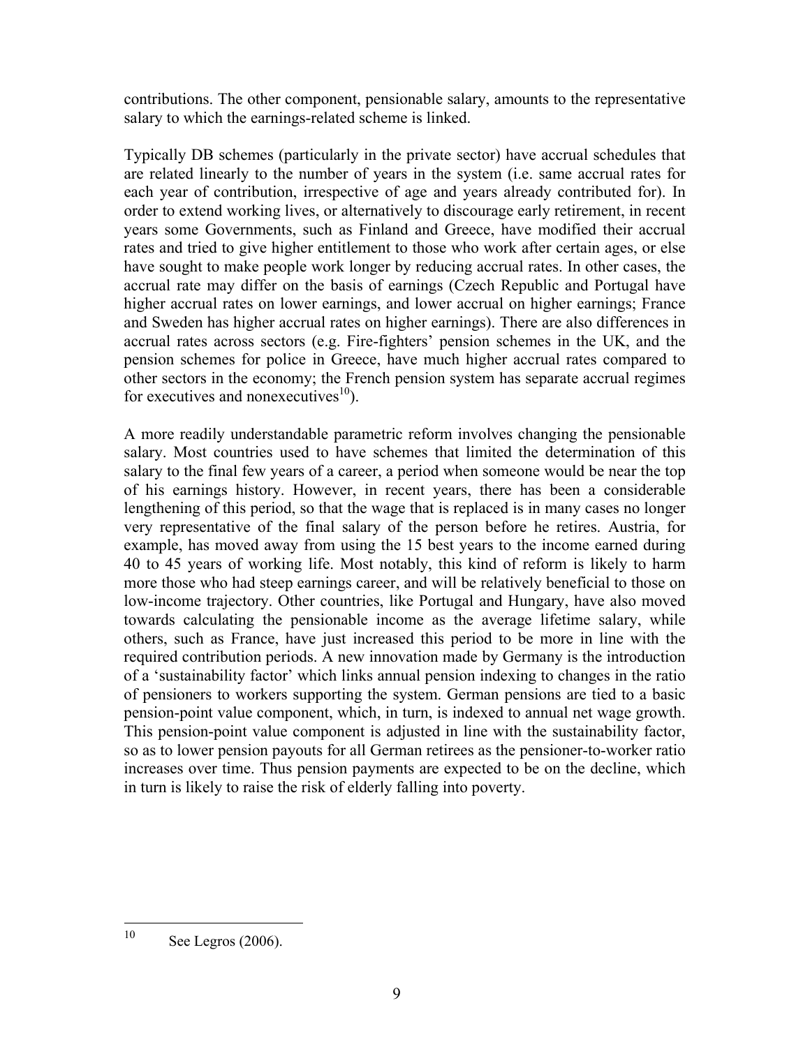contributions. The other component, pensionable salary, amounts to the representative salary to which the earnings-related scheme is linked.

Typically DB schemes (particularly in the private sector) have accrual schedules that are related linearly to the number of years in the system (i.e. same accrual rates for each year of contribution, irrespective of age and years already contributed for). In order to extend working lives, or alternatively to discourage early retirement, in recent years some Governments, such as Finland and Greece, have modified their accrual rates and tried to give higher entitlement to those who work after certain ages, or else have sought to make people work longer by reducing accrual rates. In other cases, the accrual rate may differ on the basis of earnings (Czech Republic and Portugal have higher accrual rates on lower earnings, and lower accrual on higher earnings; France and Sweden has higher accrual rates on higher earnings). There are also differences in accrual rates across sectors (e.g. Fire-fighters' pension schemes in the UK, and the pension schemes for police in Greece, have much higher accrual rates compared to other sectors in the economy; the French pension system has separate accrual regimes for executives and nonexecutives[10]).

A more readily understandable parametric reform involves changing the pensionable salary. Most countries used to have schemes that limited the determination of this salary to the final few years of a career, a period when someone would be near the top of his earnings history. However, in recent years, there has been a considerable lengthening of this period, so that the wage that is replaced is in many cases no longer very representative of the final salary of the person before he retires. Austria, for example, has moved away from using the 15 best years to the income earned during 40 to 45 years of working life. Most notably, this kind of reform is likely to harm more those who had steep earnings career, and will be relatively beneficial to those on low-income trajectory. Other countries, like Portugal and Hungary, have also moved towards calculating the pensionable income as the average lifetime salary, while others, such as France, have just increased this period to be more in line with the required contribution periods. A new innovation made by Germany is the introduction of a 'sustainability factor' which links annual pension indexing to changes in the ratio of pensioners to workers supporting the system. German pensions are tied to a basic pension-point value component, which, in turn, is indexed to annual net wage growth. This pension-point value component is adjusted in line with the sustainability factor, so as to lower pension payouts for all German retirees as the pensioner-to-worker ratio increases over time. Thus pension payments are expected to be on the decline, which in turn is likely to raise the risk of elderly falling into poverty.

---

[10] See Legros (2006).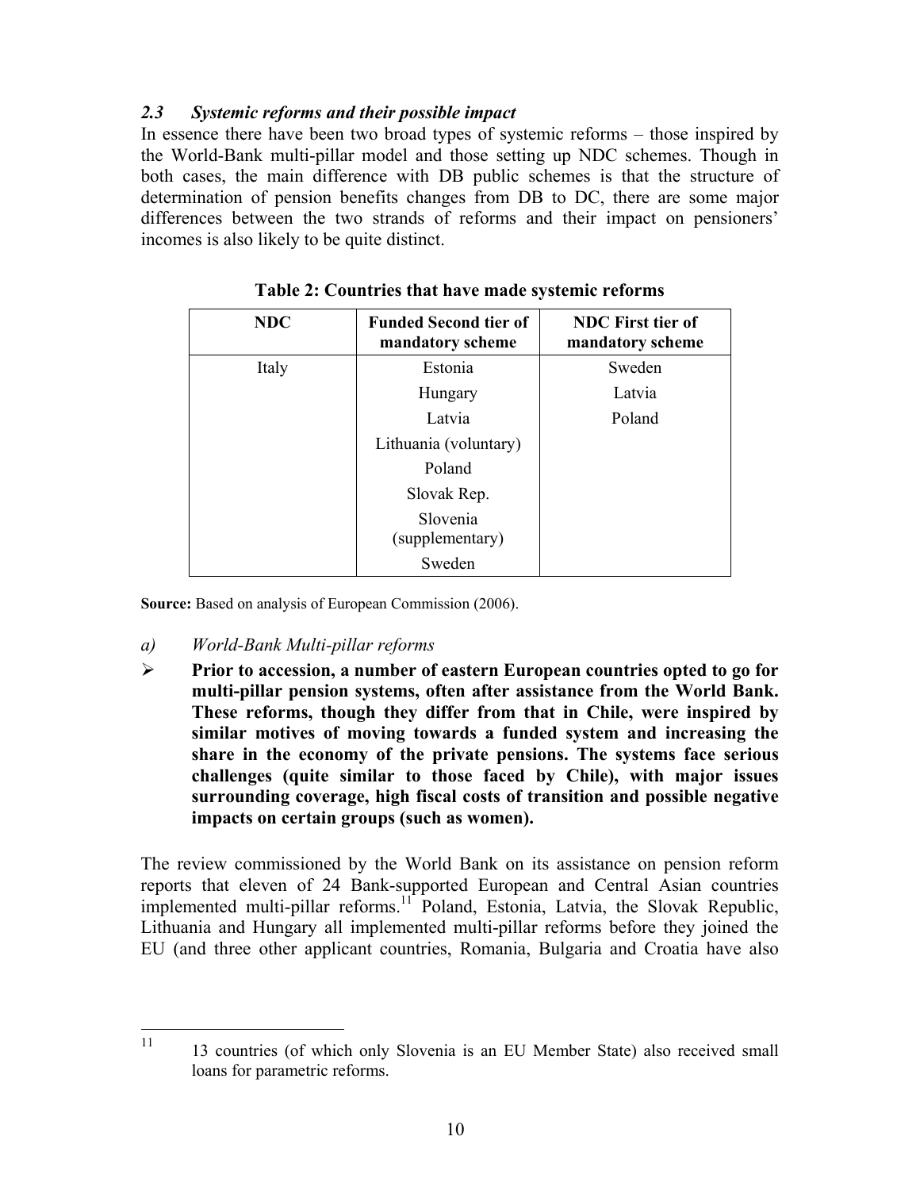### *2.3 Systemic reforms and their possible impact*

In essence there have been two broad types of systemic reforms – those inspired by the World-Bank multi-pillar model and those setting up NDC schemes. Though in both cases, the main difference with DB public schemes is that the structure of determination of pension benefits changes from DB to DC, there are some major differences between the two strands of reforms and their impact on pensioners' incomes is also likely to be quite distinct.

**Table 2: Countries that have made systemic reforms**

| NDC | Funded Second tier of mandatory scheme | NDC First tier of mandatory scheme |
|---|---|---|
| Italy | Estonia | Sweden |
| | Hungary | Latvia |
| | Latvia | Poland |
| | Lithuania (voluntary) | |
| | Poland | |
| | Slovak Rep. | |
| | Slovenia (supplementary) | |
| | Sweden | |

**Source:** Based on analysis of European Commission (2006).

*a) World-Bank Multi-pillar reforms*

- **Prior to accession, a number of eastern European countries opted to go for multi-pillar pension systems, often after assistance from the World Bank. These reforms, though they differ from that in Chile, were inspired by similar motives of moving towards a funded system and increasing the share in the economy of the private pensions. The systems face serious challenges (quite similar to those faced by Chile), with major issues surrounding coverage, high fiscal costs of transition and possible negative impacts on certain groups (such as women).**

The review commissioned by the World Bank on its assistance on pension reform reports that eleven of 24 Bank-supported European and Central Asian countries implemented multi-pillar reforms.[11] Poland, Estonia, Latvia, the Slovak Republic, Lithuania and Hungary all implemented multi-pillar reforms before they joined the EU (and three other applicant countries, Romania, Bulgaria and Croatia have also

[11] 13 countries (of which only Slovenia is an EU Member State) also received small loans for parametric reforms.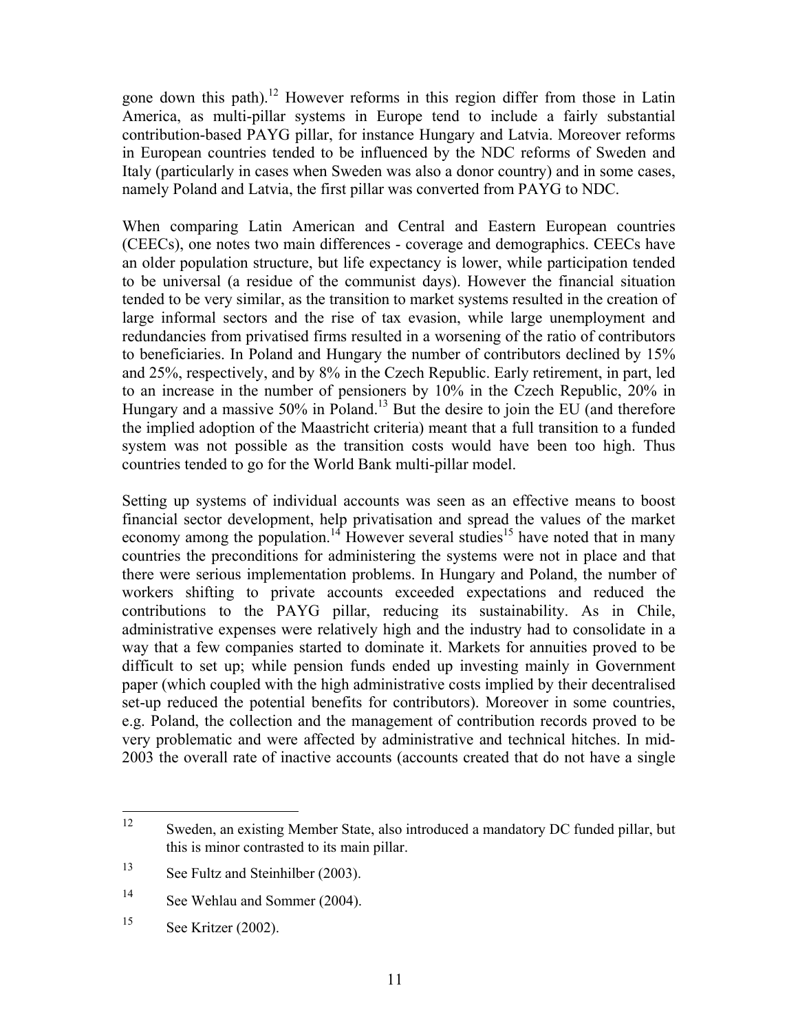gone down this path).[12] However reforms in this region differ from those in Latin America, as multi-pillar systems in Europe tend to include a fairly substantial contribution-based PAYG pillar, for instance Hungary and Latvia. Moreover reforms in European countries tended to be influenced by the NDC reforms of Sweden and Italy (particularly in cases when Sweden was also a donor country) and in some cases, namely Poland and Latvia, the first pillar was converted from PAYG to NDC.

When comparing Latin American and Central and Eastern European countries (CEECs), one notes two main differences - coverage and demographics. CEECs have an older population structure, but life expectancy is lower, while participation tended to be universal (a residue of the communist days). However the financial situation tended to be very similar, as the transition to market systems resulted in the creation of large informal sectors and the rise of tax evasion, while large unemployment and redundancies from privatised firms resulted in a worsening of the ratio of contributors to beneficiaries. In Poland and Hungary the number of contributors declined by 15% and 25%, respectively, and by 8% in the Czech Republic. Early retirement, in part, led to an increase in the number of pensioners by 10% in the Czech Republic, 20% in Hungary and a massive 50% in Poland.[13] But the desire to join the EU (and therefore the implied adoption of the Maastricht criteria) meant that a full transition to a funded system was not possible as the transition costs would have been too high. Thus countries tended to go for the World Bank multi-pillar model.

Setting up systems of individual accounts was seen as an effective means to boost financial sector development, help privatisation and spread the values of the market economy among the population.[14] However several studies[15] have noted that in many countries the preconditions for administering the systems were not in place and that there were serious implementation problems. In Hungary and Poland, the number of workers shifting to private accounts exceeded expectations and reduced the contributions to the PAYG pillar, reducing its sustainability. As in Chile, administrative expenses were relatively high and the industry had to consolidate in a way that a few companies started to dominate it. Markets for annuities proved to be difficult to set up; while pension funds ended up investing mainly in Government paper (which coupled with the high administrative costs implied by their decentralised set-up reduced the potential benefits for contributors). Moreover in some countries, e.g. Poland, the collection and the management of contribution records proved to be very problematic and were affected by administrative and technical hitches. In mid-2003 the overall rate of inactive accounts (accounts created that do not have a single

---

[12] Sweden, an existing Member State, also introduced a mandatory DC funded pillar, but this is minor contrasted to its main pillar.

[13] See Fultz and Steinhilber (2003).

[14] See Wehlau and Sommer (2004).

[15] See Kritzer (2002).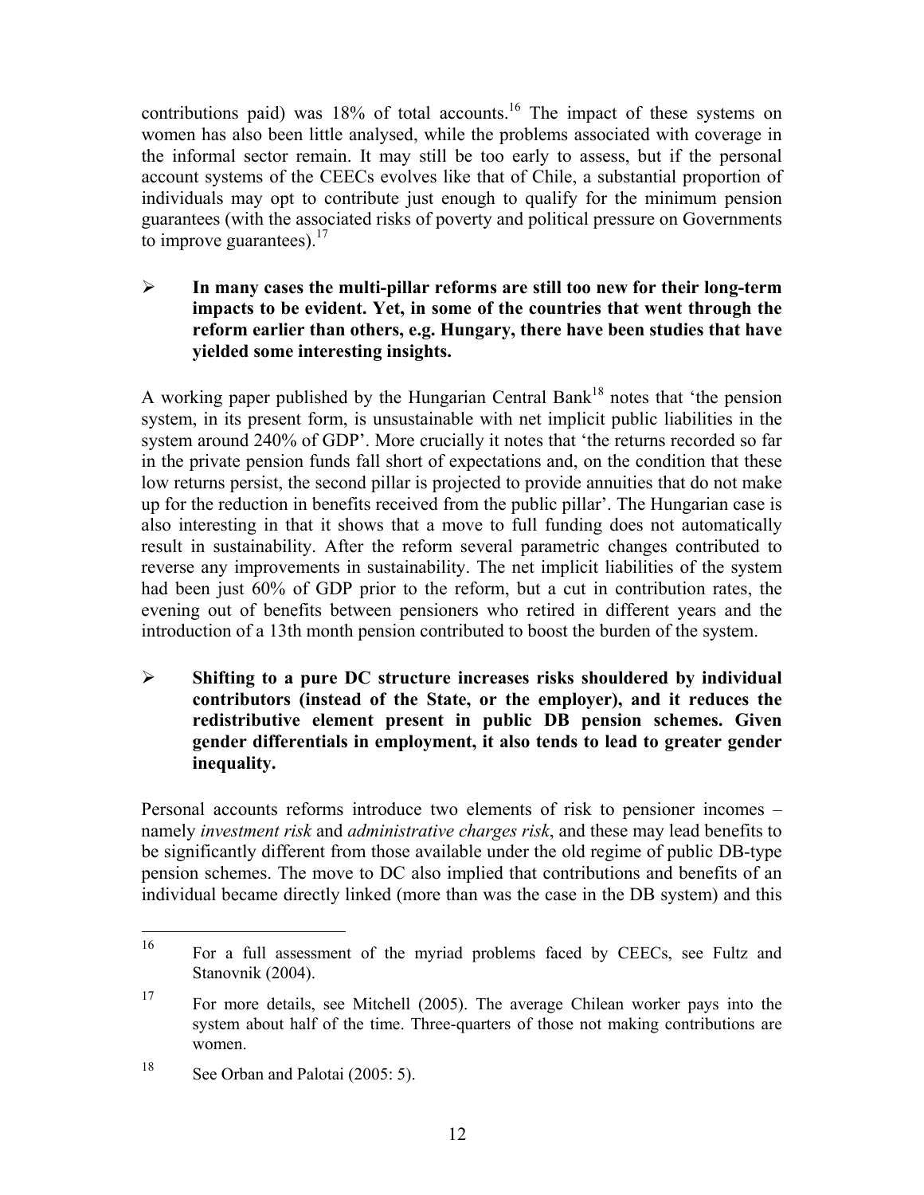contributions paid) was 18% of total accounts.[16] The impact of these systems on women has also been little analysed, while the problems associated with coverage in the informal sector remain. It may still be too early to assess, but if the personal account systems of the CEECs evolves like that of Chile, a substantial proportion of individuals may opt to contribute just enough to qualify for the minimum pension guarantees (with the associated risks of poverty and political pressure on Governments to improve guarantees).[17]

- **In many cases the multi-pillar reforms are still too new for their long-term impacts to be evident. Yet, in some of the countries that went through the reform earlier than others, e.g. Hungary, there have been studies that have yielded some interesting insights.**

A working paper published by the Hungarian Central Bank[18] notes that 'the pension system, in its present form, is unsustainable with net implicit public liabilities in the system around 240% of GDP'. More crucially it notes that 'the returns recorded so far in the private pension funds fall short of expectations and, on the condition that these low returns persist, the second pillar is projected to provide annuities that do not make up for the reduction in benefits received from the public pillar'. The Hungarian case is also interesting in that it shows that a move to full funding does not automatically result in sustainability. After the reform several parametric changes contributed to reverse any improvements in sustainability. The net implicit liabilities of the system had been just 60% of GDP prior to the reform, but a cut in contribution rates, the evening out of benefits between pensioners who retired in different years and the introduction of a 13th month pension contributed to boost the burden of the system.

- **Shifting to a pure DC structure increases risks shouldered by individual contributors (instead of the State, or the employer), and it reduces the redistributive element present in public DB pension schemes. Given gender differentials in employment, it also tends to lead to greater gender inequality.**

Personal accounts reforms introduce two elements of risk to pensioner incomes – namely *investment risk* and *administrative charges risk*, and these may lead benefits to be significantly different from those available under the old regime of public DB-type pension schemes. The move to DC also implied that contributions and benefits of an individual became directly linked (more than was the case in the DB system) and this

---

[16] For a full assessment of the myriad problems faced by CEECs, see Fultz and Stanovnik (2004).

[17] For more details, see Mitchell (2005). The average Chilean worker pays into the system about half of the time. Three-quarters of those not making contributions are women.

[18] See Orban and Palotai (2005: 5).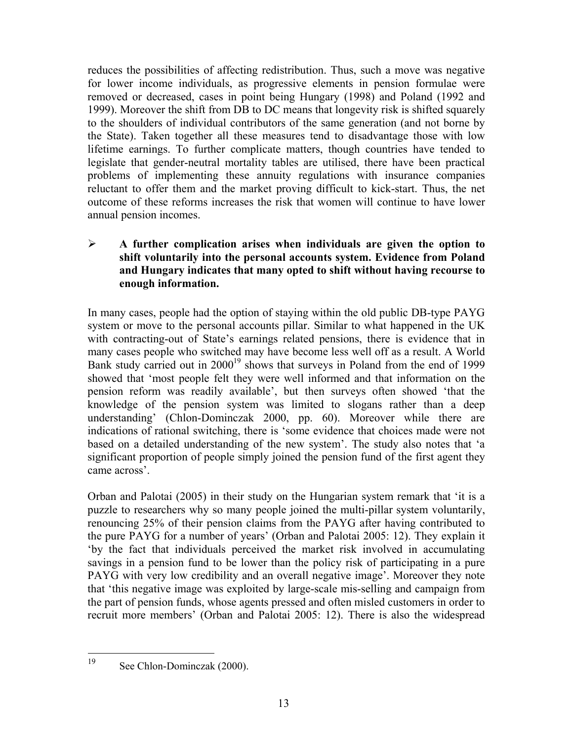reduces the possibilities of affecting redistribution. Thus, such a move was negative for lower income individuals, as progressive elements in pension formulae were removed or decreased, cases in point being Hungary (1998) and Poland (1992 and 1999). Moreover the shift from DB to DC means that longevity risk is shifted squarely to the shoulders of individual contributors of the same generation (and not borne by the State). Taken together all these measures tend to disadvantage those with low lifetime earnings. To further complicate matters, though countries have tended to legislate that gender-neutral mortality tables are utilised, there have been practical problems of implementing these annuity regulations with insurance companies reluctant to offer them and the market proving difficult to kick-start. Thus, the net outcome of these reforms increases the risk that women will continue to have lower annual pension incomes.

- **A further complication arises when individuals are given the option to shift voluntarily into the personal accounts system. Evidence from Poland and Hungary indicates that many opted to shift without having recourse to enough information.**

In many cases, people had the option of staying within the old public DB-type PAYG system or move to the personal accounts pillar. Similar to what happened in the UK with contracting-out of State's earnings related pensions, there is evidence that in many cases people who switched may have become less well off as a result. A World Bank study carried out in 2000[19] shows that surveys in Poland from the end of 1999 showed that 'most people felt they were well informed and that information on the pension reform was readily available', but then surveys often showed 'that the knowledge of the pension system was limited to slogans rather than a deep understanding' (Chlon-Dominczak 2000, pp. 60). Moreover while there are indications of rational switching, there is 'some evidence that choices made were not based on a detailed understanding of the new system'. The study also notes that 'a significant proportion of people simply joined the pension fund of the first agent they came across'.

Orban and Palotai (2005) in their study on the Hungarian system remark that 'it is a puzzle to researchers why so many people joined the multi-pillar system voluntarily, renouncing 25% of their pension claims from the PAYG after having contributed to the pure PAYG for a number of years' (Orban and Palotai 2005: 12). They explain it 'by the fact that individuals perceived the market risk involved in accumulating savings in a pension fund to be lower than the policy risk of participating in a pure PAYG with very low credibility and an overall negative image'. Moreover they note that 'this negative image was exploited by large-scale mis-selling and campaign from the part of pension funds, whose agents pressed and often misled customers in order to recruit more members' (Orban and Palotai 2005: 12). There is also the widespread

[19] See Chlon-Dominczak (2000).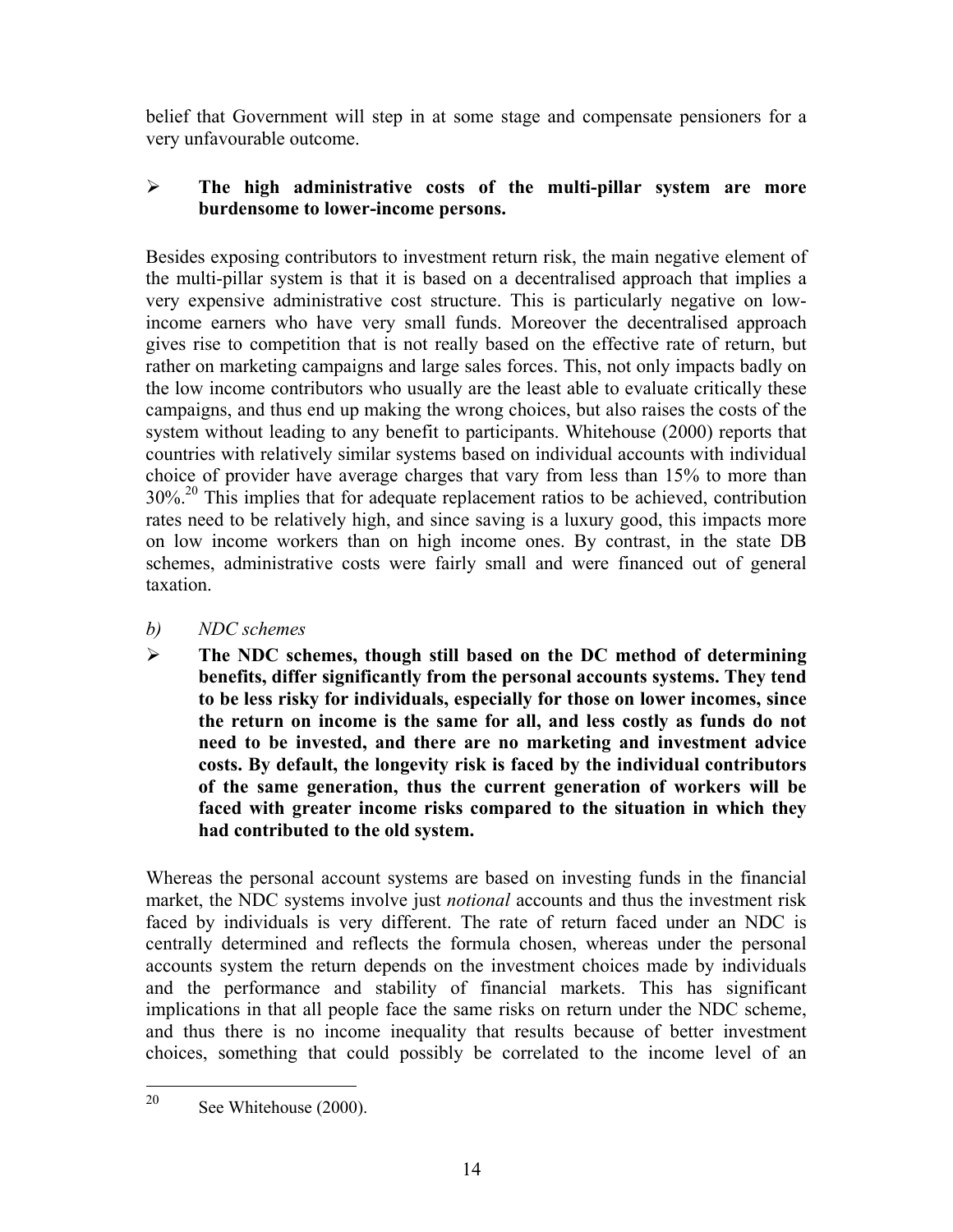belief that Government will step in at some stage and compensate pensioners for a very unfavourable outcome.

- **The high administrative costs of the multi-pillar system are more burdensome to lower-income persons.**

Besides exposing contributors to investment return risk, the main negative element of the multi-pillar system is that it is based on a decentralised approach that implies a very expensive administrative cost structure. This is particularly negative on low-income earners who have very small funds. Moreover the decentralised approach gives rise to competition that is not really based on the effective rate of return, but rather on marketing campaigns and large sales forces. This, not only impacts badly on the low income contributors who usually are the least able to evaluate critically these campaigns, and thus end up making the wrong choices, but also raises the costs of the system without leading to any benefit to participants. Whitehouse (2000) reports that countries with relatively similar systems based on individual accounts with individual choice of provider have average charges that vary from less than 15% to more than 30%.[20] This implies that for adequate replacement ratios to be achieved, contribution rates need to be relatively high, and since saving is a luxury good, this impacts more on low income workers than on high income ones. By contrast, in the state DB schemes, administrative costs were fairly small and were financed out of general taxation.

*b) NDC schemes*

- **The NDC schemes, though still based on the DC method of determining benefits, differ significantly from the personal accounts systems. They tend to be less risky for individuals, especially for those on lower incomes, since the return on income is the same for all, and less costly as funds do not need to be invested, and there are no marketing and investment advice costs. By default, the longevity risk is faced by the individual contributors of the same generation, thus the current generation of workers will be faced with greater income risks compared to the situation in which they had contributed to the old system.**

Whereas the personal account systems are based on investing funds in the financial market, the NDC systems involve just *notional* accounts and thus the investment risk faced by individuals is very different. The rate of return faced under an NDC is centrally determined and reflects the formula chosen, whereas under the personal accounts system the return depends on the investment choices made by individuals and the performance and stability of financial markets. This has significant implications in that all people face the same risks on return under the NDC scheme, and thus there is no income inequality that results because of better investment choices, something that could possibly be correlated to the income level of an

---

[20] See Whitehouse (2000).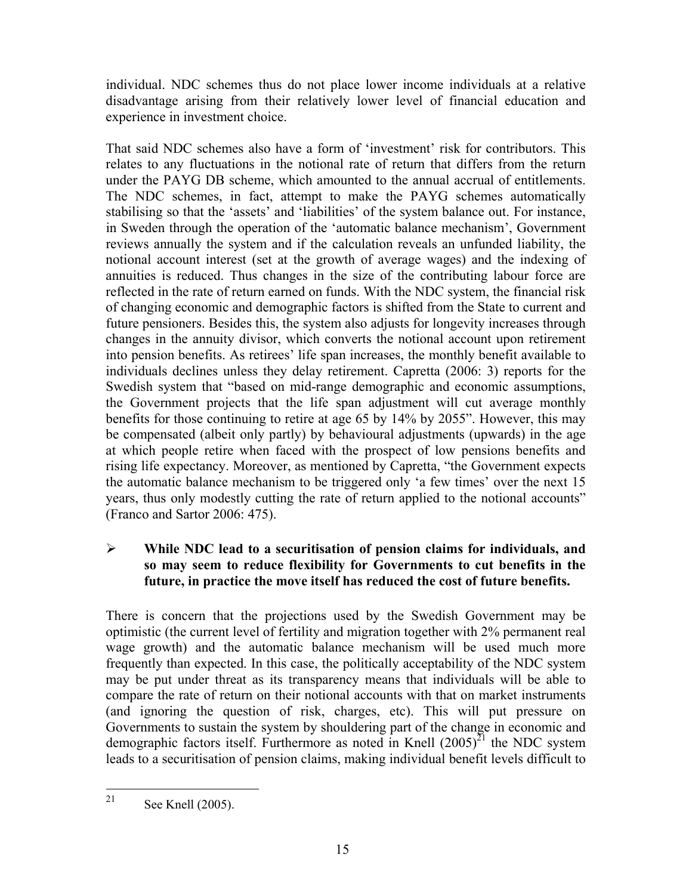individual. NDC schemes thus do not place lower income individuals at a relative disadvantage arising from their relatively lower level of financial education and experience in investment choice.

That said NDC schemes also have a form of 'investment' risk for contributors. This relates to any fluctuations in the notional rate of return that differs from the return under the PAYG DB scheme, which amounted to the annual accrual of entitlements. The NDC schemes, in fact, attempt to make the PAYG schemes automatically stabilising so that the 'assets' and 'liabilities' of the system balance out. For instance, in Sweden through the operation of the 'automatic balance mechanism', Government reviews annually the system and if the calculation reveals an unfunded liability, the notional account interest (set at the growth of average wages) and the indexing of annuities is reduced. Thus changes in the size of the contributing labour force are reflected in the rate of return earned on funds. With the NDC system, the financial risk of changing economic and demographic factors is shifted from the State to current and future pensioners. Besides this, the system also adjusts for longevity increases through changes in the annuity divisor, which converts the notional account upon retirement into pension benefits. As retirees' life span increases, the monthly benefit available to individuals declines unless they delay retirement. Capretta (2006: 3) reports for the Swedish system that "based on mid-range demographic and economic assumptions, the Government projects that the life span adjustment will cut average monthly benefits for those continuing to retire at age 65 by 14% by 2055". However, this may be compensated (albeit only partly) by behavioural adjustments (upwards) in the age at which people retire when faced with the prospect of low pensions benefits and rising life expectancy. Moreover, as mentioned by Capretta, "the Government expects the automatic balance mechanism to be triggered only 'a few times' over the next 15 years, thus only modestly cutting the rate of return applied to the notional accounts" (Franco and Sartor 2006: 475).

- **While NDC lead to a securitisation of pension claims for individuals, and so may seem to reduce flexibility for Governments to cut benefits in the future, in practice the move itself has reduced the cost of future benefits.**

There is concern that the projections used by the Swedish Government may be optimistic (the current level of fertility and migration together with 2% permanent real wage growth) and the automatic balance mechanism will be used much more frequently than expected. In this case, the politically acceptability of the NDC system may be put under threat as its transparency means that individuals will be able to compare the rate of return on their notional accounts with that on market instruments (and ignoring the question of risk, charges, etc). This will put pressure on Governments to sustain the system by shouldering part of the change in economic and demographic factors itself. Furthermore as noted in Knell (2005)[21] the NDC system leads to a securitisation of pension claims, making individual benefit levels difficult to

[21] See Knell (2005).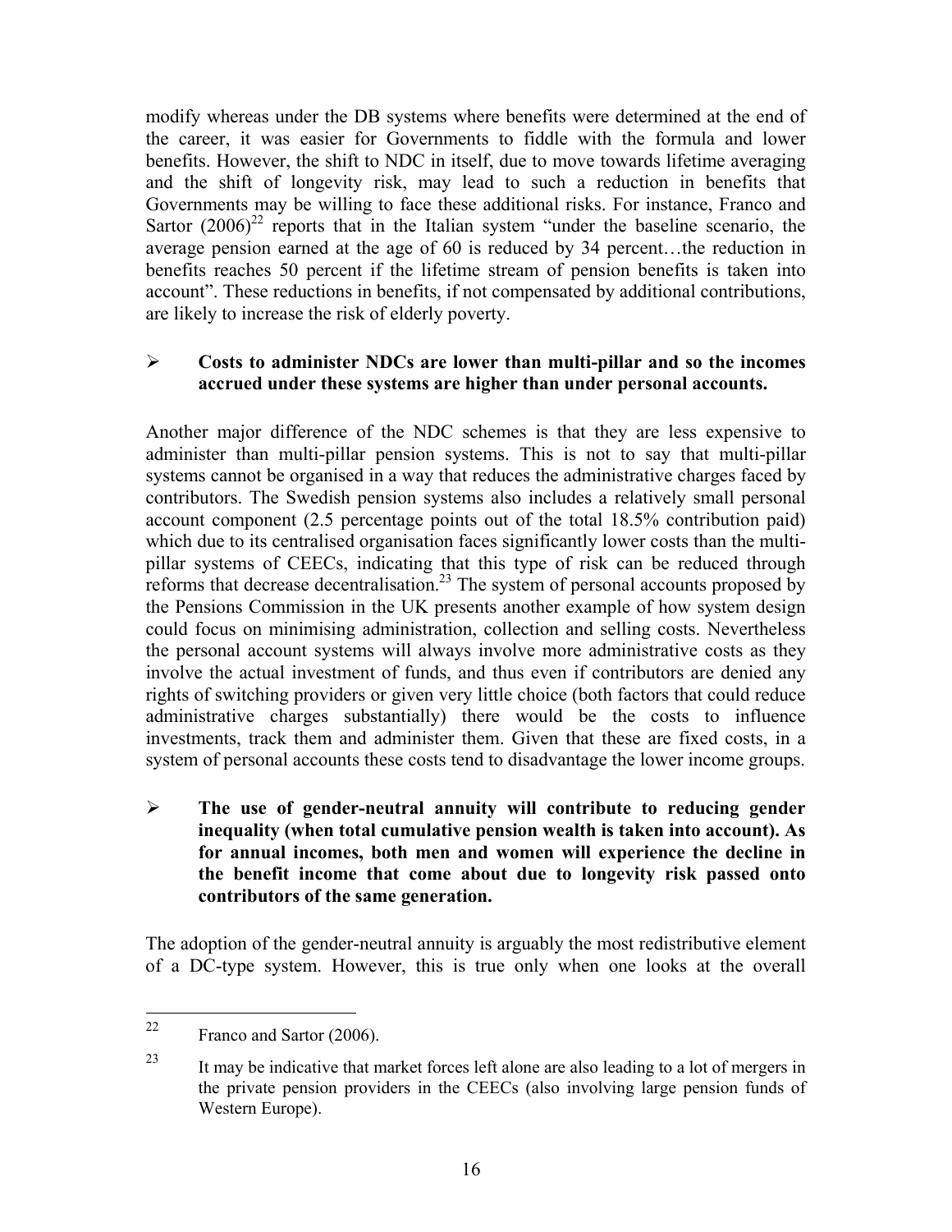modify whereas under the DB systems where benefits were determined at the end of the career, it was easier for Governments to fiddle with the formula and lower benefits. However, the shift to NDC in itself, due to move towards lifetime averaging and the shift of longevity risk, may lead to such a reduction in benefits that Governments may be willing to face these additional risks. For instance, Franco and Sartor (2006)[22] reports that in the Italian system "under the baseline scenario, the average pension earned at the age of 60 is reduced by 34 percent…the reduction in benefits reaches 50 percent if the lifetime stream of pension benefits is taken into account". These reductions in benefits, if not compensated by additional contributions, are likely to increase the risk of elderly poverty.

- **Costs to administer NDCs are lower than multi-pillar and so the incomes accrued under these systems are higher than under personal accounts.**

Another major difference of the NDC schemes is that they are less expensive to administer than multi-pillar pension systems. This is not to say that multi-pillar systems cannot be organised in a way that reduces the administrative charges faced by contributors. The Swedish pension systems also includes a relatively small personal account component (2.5 percentage points out of the total 18.5% contribution paid) which due to its centralised organisation faces significantly lower costs than the multi-pillar systems of CEECs, indicating that this type of risk can be reduced through reforms that decrease decentralisation.[23] The system of personal accounts proposed by the Pensions Commission in the UK presents another example of how system design could focus on minimising administration, collection and selling costs. Nevertheless the personal account systems will always involve more administrative costs as they involve the actual investment of funds, and thus even if contributors are denied any rights of switching providers or given very little choice (both factors that could reduce administrative charges substantially) there would be the costs to influence investments, track them and administer them. Given that these are fixed costs, in a system of personal accounts these costs tend to disadvantage the lower income groups.

- **The use of gender-neutral annuity will contribute to reducing gender inequality (when total cumulative pension wealth is taken into account). As for annual incomes, both men and women will experience the decline in the benefit income that come about due to longevity risk passed onto contributors of the same generation.**

The adoption of the gender-neutral annuity is arguably the most redistributive element of a DC-type system. However, this is true only when one looks at the overall

---

[22] Franco and Sartor (2006).

[23] It may be indicative that market forces left alone are also leading to a lot of mergers in the private pension providers in the CEECs (also involving large pension funds of Western Europe).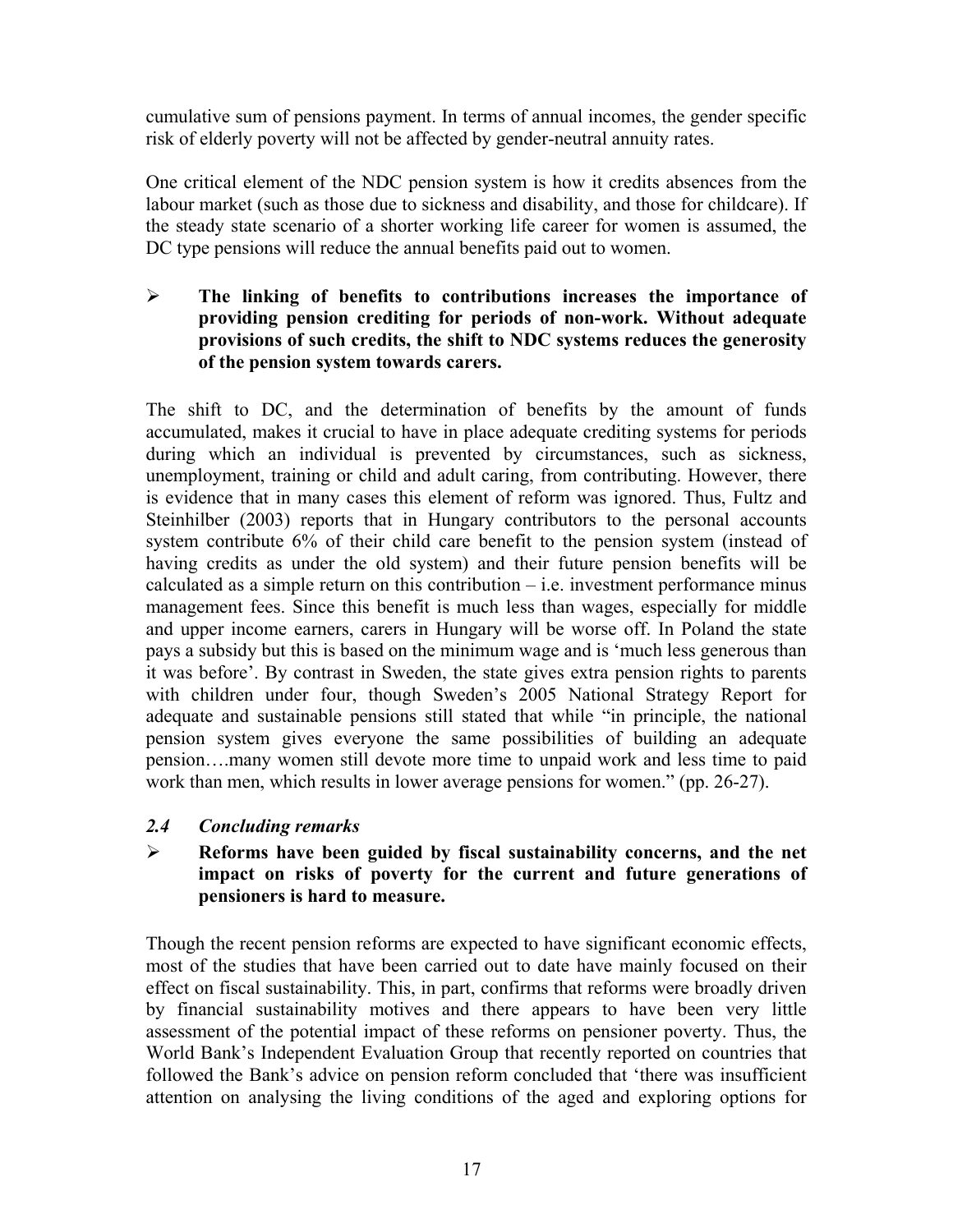cumulative sum of pensions payment. In terms of annual incomes, the gender specific risk of elderly poverty will not be affected by gender-neutral annuity rates.

One critical element of the NDC pension system is how it credits absences from the labour market (such as those due to sickness and disability, and those for childcare). If the steady state scenario of a shorter working life career for women is assumed, the DC type pensions will reduce the annual benefits paid out to women.

- **The linking of benefits to contributions increases the importance of providing pension crediting for periods of non-work. Without adequate provisions of such credits, the shift to NDC systems reduces the generosity of the pension system towards carers.**

The shift to DC, and the determination of benefits by the amount of funds accumulated, makes it crucial to have in place adequate crediting systems for periods during which an individual is prevented by circumstances, such as sickness, unemployment, training or child and adult caring, from contributing. However, there is evidence that in many cases this element of reform was ignored. Thus, Fultz and Steinhilber (2003) reports that in Hungary contributors to the personal accounts system contribute 6% of their child care benefit to the pension system (instead of having credits as under the old system) and their future pension benefits will be calculated as a simple return on this contribution – i.e. investment performance minus management fees. Since this benefit is much less than wages, especially for middle and upper income earners, carers in Hungary will be worse off. In Poland the state pays a subsidy but this is based on the minimum wage and is 'much less generous than it was before'. By contrast in Sweden, the state gives extra pension rights to parents with children under four, though Sweden's 2005 National Strategy Report for adequate and sustainable pensions still stated that while "in principle, the national pension system gives everyone the same possibilities of building an adequate pension….many women still devote more time to unpaid work and less time to paid work than men, which results in lower average pensions for women." (pp. 26-27).

### *2.4 Concluding remarks*

- **Reforms have been guided by fiscal sustainability concerns, and the net impact on risks of poverty for the current and future generations of pensioners is hard to measure.**

Though the recent pension reforms are expected to have significant economic effects, most of the studies that have been carried out to date have mainly focused on their effect on fiscal sustainability. This, in part, confirms that reforms were broadly driven by financial sustainability motives and there appears to have been very little assessment of the potential impact of these reforms on pensioner poverty. Thus, the World Bank's Independent Evaluation Group that recently reported on countries that followed the Bank's advice on pension reform concluded that 'there was insufficient attention on analysing the living conditions of the aged and exploring options for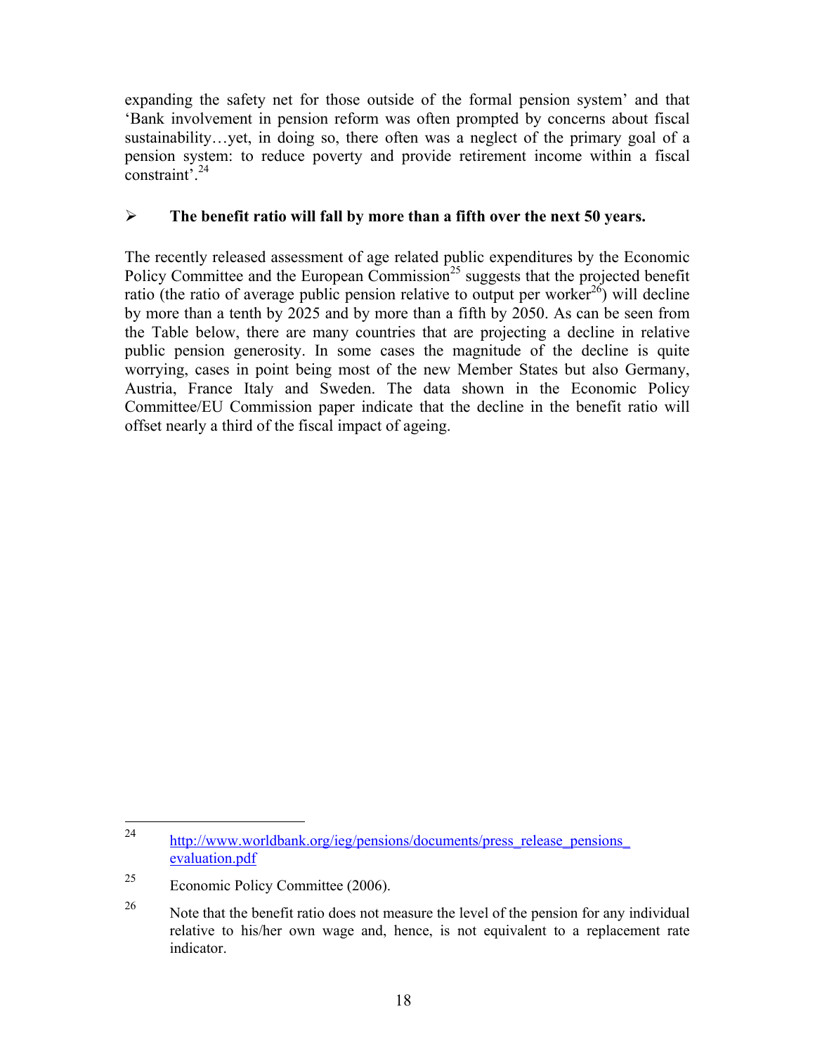expanding the safety net for those outside of the formal pension system' and that 'Bank involvement in pension reform was often prompted by concerns about fiscal sustainability…yet, in doing so, there often was a neglect of the primary goal of a pension system: to reduce poverty and provide retirement income within a fiscal constraint'.[24]

- **The benefit ratio will fall by more than a fifth over the next 50 years.**

The recently released assessment of age related public expenditures by the Economic Policy Committee and the European Commission[25] suggests that the projected benefit ratio (the ratio of average public pension relative to output per worker[26]) will decline by more than a tenth by 2025 and by more than a fifth by 2050. As can be seen from the Table below, there are many countries that are projecting a decline in relative public pension generosity. In some cases the magnitude of the decline is quite worrying, cases in point being most of the new Member States but also Germany, Austria, France Italy and Sweden. The data shown in the Economic Policy Committee/EU Commission paper indicate that the decline in the benefit ratio will offset nearly a third of the fiscal impact of ageing.

---

[24] http://www.worldbank.org/ieg/pensions/documents/press_release_pensions_evaluation.pdf

[25] Economic Policy Committee (2006).

[26] Note that the benefit ratio does not measure the level of the pension for any individual relative to his/her own wage and, hence, is not equivalent to a replacement rate indicator.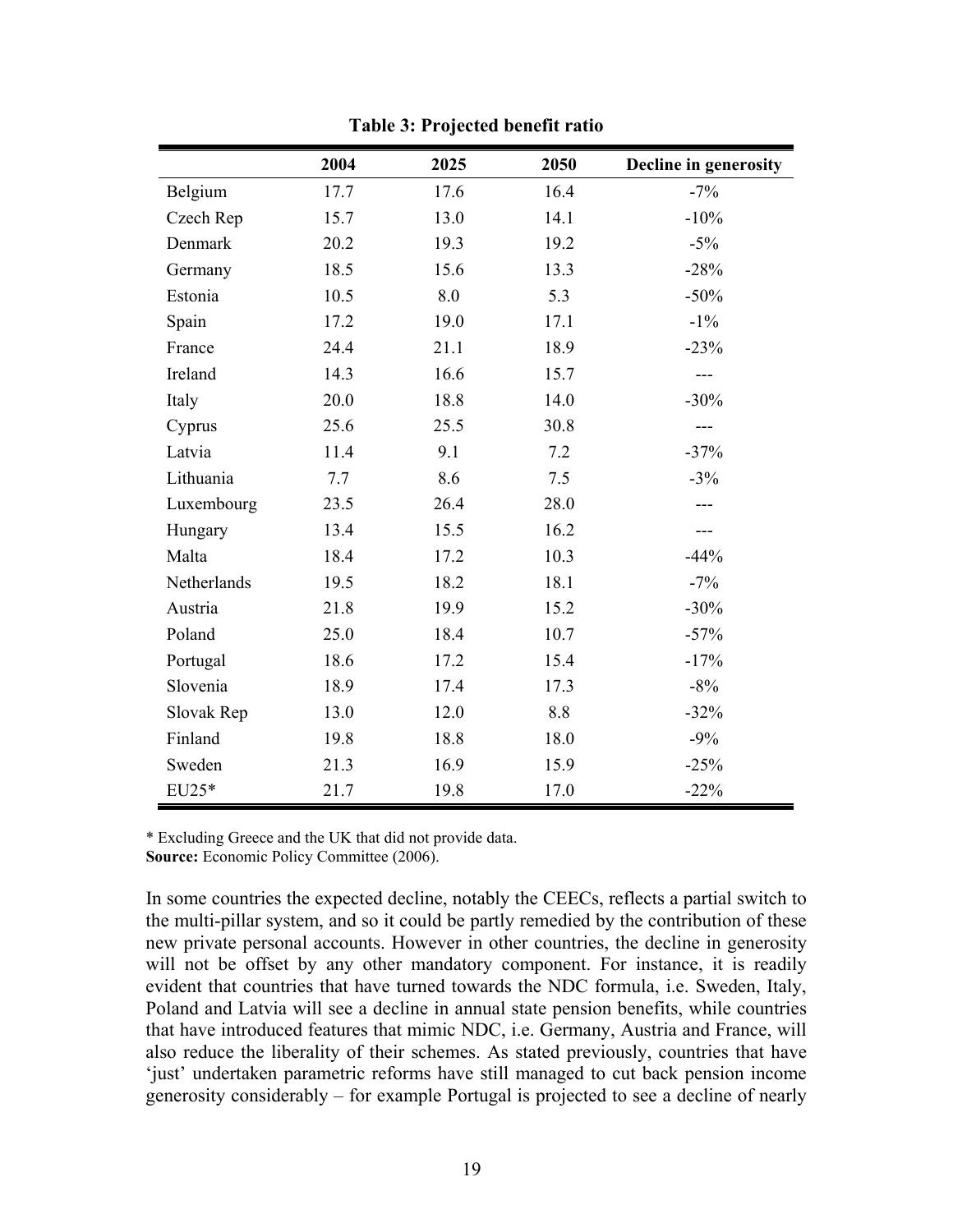**Table 3: Projected benefit ratio**

| | 2004 | 2025 | 2050 | Decline in generosity |
|---|---|---|---|---|
| Belgium | 17.7 | 17.6 | 16.4 | -7% |
| Czech Rep | 15.7 | 13.0 | 14.1 | -10% |
| Denmark | 20.2 | 19.3 | 19.2 | -5% |
| Germany | 18.5 | 15.6 | 13.3 | -28% |
| Estonia | 10.5 | 8.0 | 5.3 | -50% |
| Spain | 17.2 | 19.0 | 17.1 | -1% |
| France | 24.4 | 21.1 | 18.9 | -23% |
| Ireland | 14.3 | 16.6 | 15.7 | --- |
| Italy | 20.0 | 18.8 | 14.0 | -30% |
| Cyprus | 25.6 | 25.5 | 30.8 | --- |
| Latvia | 11.4 | 9.1 | 7.2 | -37% |
| Lithuania | 7.7 | 8.6 | 7.5 | -3% |
| Luxembourg | 23.5 | 26.4 | 28.0 | --- |
| Hungary | 13.4 | 15.5 | 16.2 | --- |
| Malta | 18.4 | 17.2 | 10.3 | -44% |
| Netherlands | 19.5 | 18.2 | 18.1 | -7% |
| Austria | 21.8 | 19.9 | 15.2 | -30% |
| Poland | 25.0 | 18.4 | 10.7 | -57% |
| Portugal | 18.6 | 17.2 | 15.4 | -17% |
| Slovenia | 18.9 | 17.4 | 17.3 | -8% |
| Slovak Rep | 13.0 | 12.0 | 8.8 | -32% |
| Finland | 19.8 | 18.8 | 18.0 | -9% |
| Sweden | 21.3 | 16.9 | 15.9 | -25% |
| EU25* | 21.7 | 19.8 | 17.0 | -22% |

* Excluding Greece and the UK that did not provide data.
**Source:** Economic Policy Committee (2006).

In some countries the expected decline, notably the CEECs, reflects a partial switch to the multi-pillar system, and so it could be partly remedied by the contribution of these new private personal accounts. However in other countries, the decline in generosity will not be offset by any other mandatory component. For instance, it is readily evident that countries that have turned towards the NDC formula, i.e. Sweden, Italy, Poland and Latvia will see a decline in annual state pension benefits, while countries that have introduced features that mimic NDC, i.e. Germany, Austria and France, will also reduce the liberality of their schemes. As stated previously, countries that have 'just' undertaken parametric reforms have still managed to cut back pension income generosity considerably – for example Portugal is projected to see a decline of nearly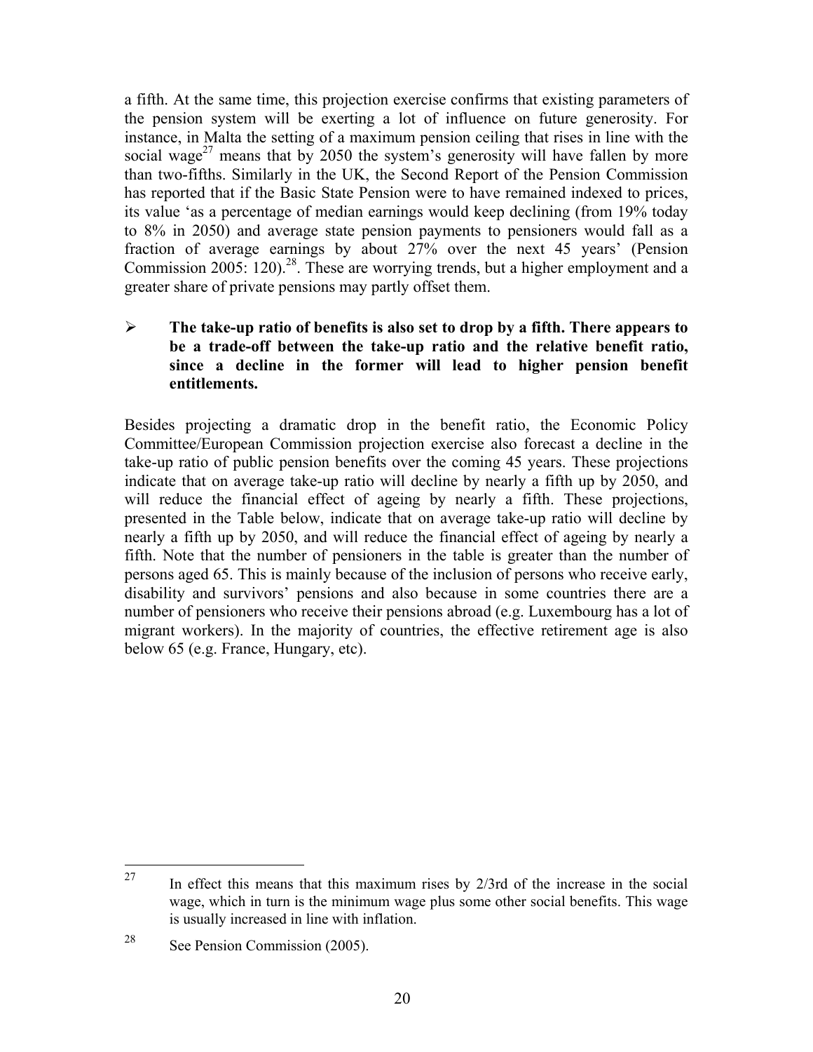a fifth. At the same time, this projection exercise confirms that existing parameters of the pension system will be exerting a lot of influence on future generosity. For instance, in Malta the setting of a maximum pension ceiling that rises in line with the social wage[27] means that by 2050 the system's generosity will have fallen by more than two-fifths. Similarly in the UK, the Second Report of the Pension Commission has reported that if the Basic State Pension were to have remained indexed to prices, its value 'as a percentage of median earnings would keep declining (from 19% today to 8% in 2050) and average state pension payments to pensioners would fall as a fraction of average earnings by about 27% over the next 45 years' (Pension Commission 2005: 120).[28]. These are worrying trends, but a higher employment and a greater share of private pensions may partly offset them.

- **The take-up ratio of benefits is also set to drop by a fifth. There appears to be a trade-off between the take-up ratio and the relative benefit ratio, since a decline in the former will lead to higher pension benefit entitlements.**

Besides projecting a dramatic drop in the benefit ratio, the Economic Policy Committee/European Commission projection exercise also forecast a decline in the take-up ratio of public pension benefits over the coming 45 years. These projections indicate that on average take-up ratio will decline by nearly a fifth up by 2050, and will reduce the financial effect of ageing by nearly a fifth. These projections, presented in the Table below, indicate that on average take-up ratio will decline by nearly a fifth up by 2050, and will reduce the financial effect of ageing by nearly a fifth. Note that the number of pensioners in the table is greater than the number of persons aged 65. This is mainly because of the inclusion of persons who receive early, disability and survivors' pensions and also because in some countries there are a number of pensioners who receive their pensions abroad (e.g. Luxembourg has a lot of migrant workers). In the majority of countries, the effective retirement age is also below 65 (e.g. France, Hungary, etc).

---

[27] In effect this means that this maximum rises by 2/3rd of the increase in the social wage, which in turn is the minimum wage plus some other social benefits. This wage is usually increased in line with inflation.

[28] See Pension Commission (2005).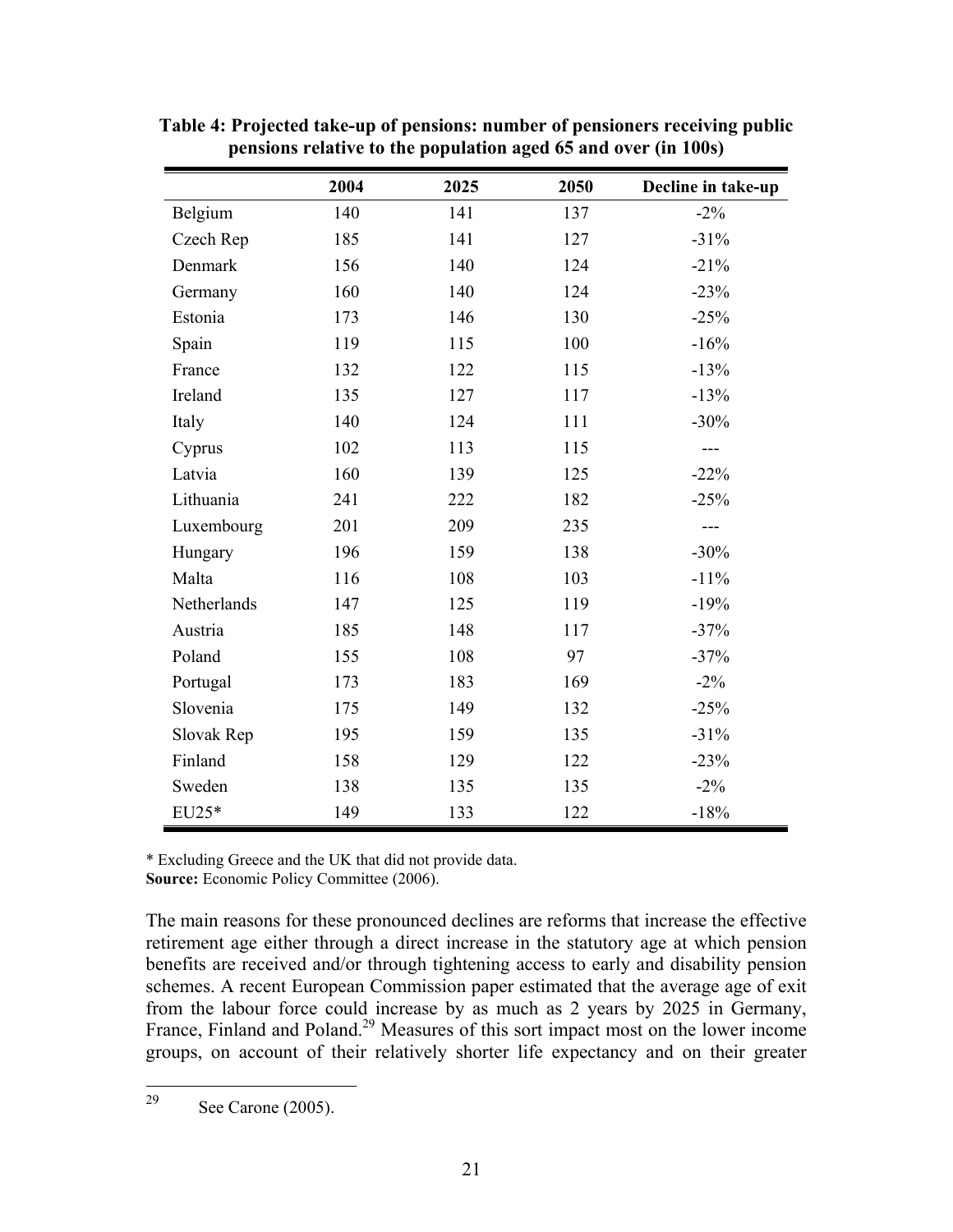**Table 4: Projected take-up of pensions: number of pensioners receiving public pensions relative to the population aged 65 and over (in 100s)**

| | 2004 | 2025 | 2050 | Decline in take-up |
|---|---|---|---|---|
| Belgium | 140 | 141 | 137 | -2% |
| Czech Rep | 185 | 141 | 127 | -31% |
| Denmark | 156 | 140 | 124 | -21% |
| Germany | 160 | 140 | 124 | -23% |
| Estonia | 173 | 146 | 130 | -25% |
| Spain | 119 | 115 | 100 | -16% |
| France | 132 | 122 | 115 | -13% |
| Ireland | 135 | 127 | 117 | -13% |
| Italy | 140 | 124 | 111 | -30% |
| Cyprus | 102 | 113 | 115 | --- |
| Latvia | 160 | 139 | 125 | -22% |
| Lithuania | 241 | 222 | 182 | -25% |
| Luxembourg | 201 | 209 | 235 | --- |
| Hungary | 196 | 159 | 138 | -30% |
| Malta | 116 | 108 | 103 | -11% |
| Netherlands | 147 | 125 | 119 | -19% |
| Austria | 185 | 148 | 117 | -37% |
| Poland | 155 | 108 | 97 | -37% |
| Portugal | 173 | 183 | 169 | -2% |
| Slovenia | 175 | 149 | 132 | -25% |
| Slovak Rep | 195 | 159 | 135 | -31% |
| Finland | 158 | 129 | 122 | -23% |
| Sweden | 138 | 135 | 135 | -2% |
| EU25* | 149 | 133 | 122 | -18% |

* Excluding Greece and the UK that did not provide data.
**Source:** Economic Policy Committee (2006).

The main reasons for these pronounced declines are reforms that increase the effective retirement age either through a direct increase in the statutory age at which pension benefits are received and/or through tightening access to early and disability pension schemes. A recent European Commission paper estimated that the average age of exit from the labour force could increase by as much as 2 years by 2025 in Germany, France, Finland and Poland.[29] Measures of this sort impact most on the lower income groups, on account of their relatively shorter life expectancy and on their greater

[29] See Carone (2005).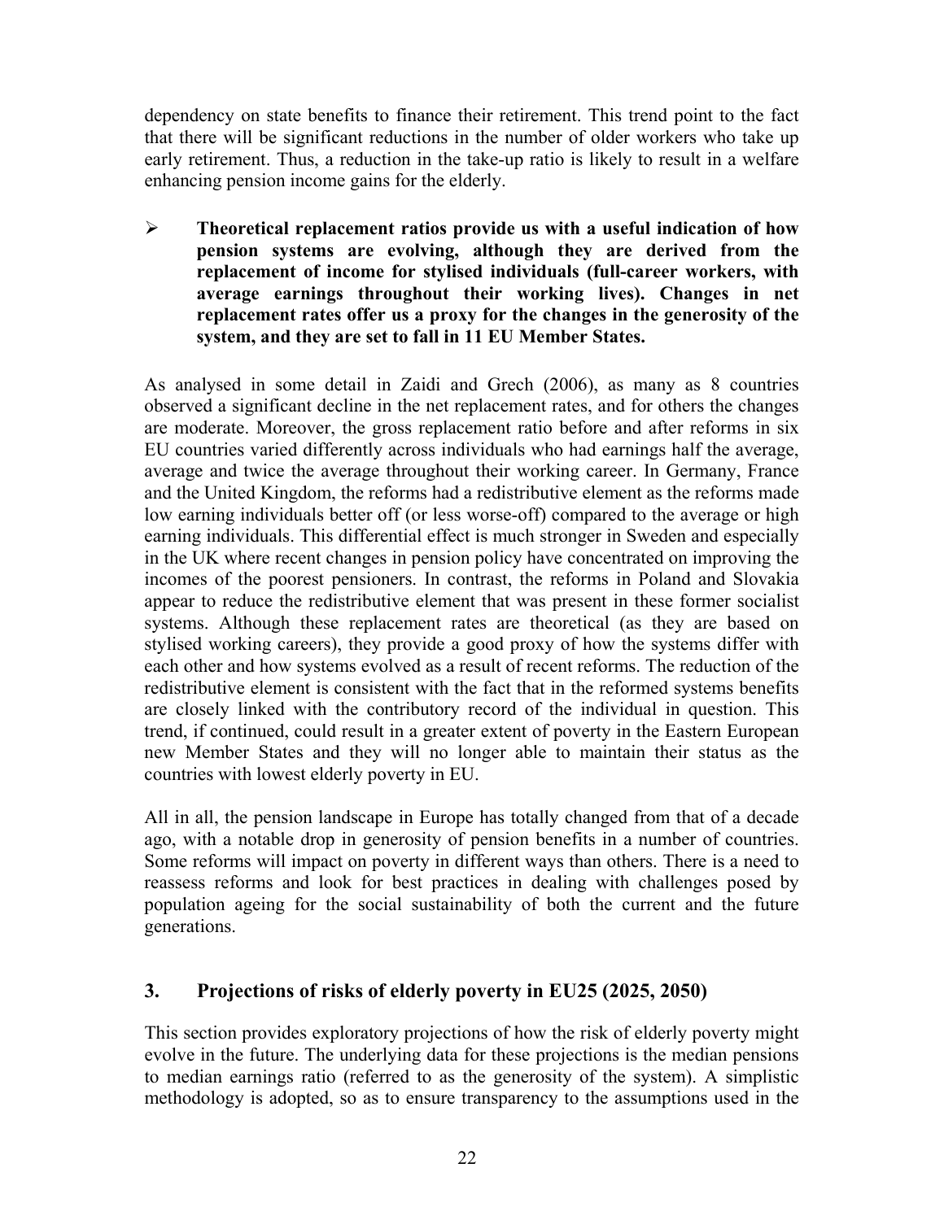dependency on state benefits to finance their retirement. This trend point to the fact that there will be significant reductions in the number of older workers who take up early retirement. Thus, a reduction in the take-up ratio is likely to result in a welfare enhancing pension income gains for the elderly.

- **Theoretical replacement ratios provide us with a useful indication of how pension systems are evolving, although they are derived from the replacement of income for stylised individuals (full-career workers, with average earnings throughout their working lives). Changes in net replacement rates offer us a proxy for the changes in the generosity of the system, and they are set to fall in 11 EU Member States.**

As analysed in some detail in Zaidi and Grech (2006), as many as 8 countries observed a significant decline in the net replacement rates, and for others the changes are moderate. Moreover, the gross replacement ratio before and after reforms in six EU countries varied differently across individuals who had earnings half the average, average and twice the average throughout their working career. In Germany, France and the United Kingdom, the reforms had a redistributive element as the reforms made low earning individuals better off (or less worse-off) compared to the average or high earning individuals. This differential effect is much stronger in Sweden and especially in the UK where recent changes in pension policy have concentrated on improving the incomes of the poorest pensioners. In contrast, the reforms in Poland and Slovakia appear to reduce the redistributive element that was present in these former socialist systems. Although these replacement rates are theoretical (as they are based on stylised working careers), they provide a good proxy of how the systems differ with each other and how systems evolved as a result of recent reforms. The reduction of the redistributive element is consistent with the fact that in the reformed systems benefits are closely linked with the contributory record of the individual in question. This trend, if continued, could result in a greater extent of poverty in the Eastern European new Member States and they will no longer able to maintain their status as the countries with lowest elderly poverty in EU.

All in all, the pension landscape in Europe has totally changed from that of a decade ago, with a notable drop in generosity of pension benefits in a number of countries. Some reforms will impact on poverty in different ways than others. There is a need to reassess reforms and look for best practices in dealing with challenges posed by population ageing for the social sustainability of both the current and the future generations.

## 3. Projections of risks of elderly poverty in EU25 (2025, 2050)

This section provides exploratory projections of how the risk of elderly poverty might evolve in the future. The underlying data for these projections is the median pensions to median earnings ratio (referred to as the generosity of the system). A simplistic methodology is adopted, so as to ensure transparency to the assumptions used in the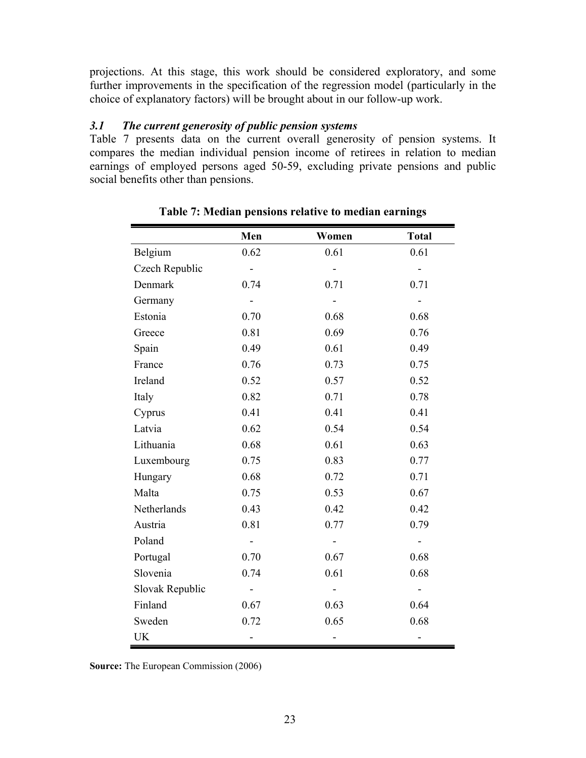projections. At this stage, this work should be considered exploratory, and some further improvements in the specification of the regression model (particularly in the choice of explanatory factors) will be brought about in our follow-up work.

### *3.1 The current generosity of public pension systems*

Table 7 presents data on the current overall generosity of pension systems. It compares the median individual pension income of retirees in relation to median earnings of employed persons aged 50-59, excluding private pensions and public social benefits other than pensions.

**Table 7: Median pensions relative to median earnings**

| | Men | Women | Total |
|---|---|---|---|
| Belgium | 0.62 | 0.61 | 0.61 |
| Czech Republic | - | - | - |
| Denmark | 0.74 | 0.71 | 0.71 |
| Germany | - | - | - |
| Estonia | 0.70 | 0.68 | 0.68 |
| Greece | 0.81 | 0.69 | 0.76 |
| Spain | 0.49 | 0.61 | 0.49 |
| France | 0.76 | 0.73 | 0.75 |
| Ireland | 0.52 | 0.57 | 0.52 |
| Italy | 0.82 | 0.71 | 0.78 |
| Cyprus | 0.41 | 0.41 | 0.41 |
| Latvia | 0.62 | 0.54 | 0.54 |
| Lithuania | 0.68 | 0.61 | 0.63 |
| Luxembourg | 0.75 | 0.83 | 0.77 |
| Hungary | 0.68 | 0.72 | 0.71 |
| Malta | 0.75 | 0.53 | 0.67 |
| Netherlands | 0.43 | 0.42 | 0.42 |
| Austria | 0.81 | 0.77 | 0.79 |
| Poland | - | - | - |
| Portugal | 0.70 | 0.67 | 0.68 |
| Slovenia | 0.74 | 0.61 | 0.68 |
| Slovak Republic | - | - | - |
| Finland | 0.67 | 0.63 | 0.64 |
| Sweden | 0.72 | 0.65 | 0.68 |
| UK | - | - | - |

**Source:** The European Commission (2006)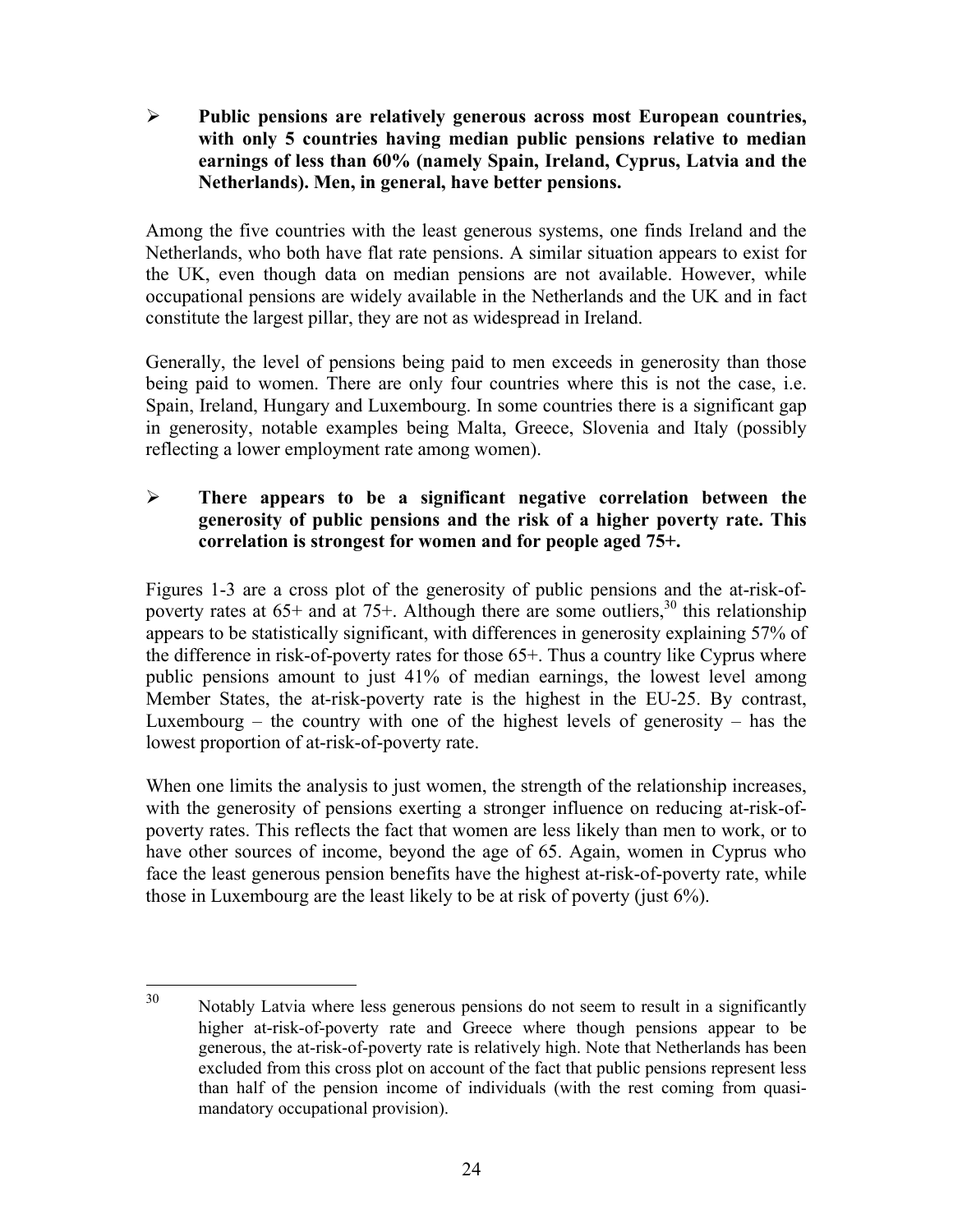- **Public pensions are relatively generous across most European countries, with only 5 countries having median public pensions relative to median earnings of less than 60% (namely Spain, Ireland, Cyprus, Latvia and the Netherlands). Men, in general, have better pensions.**

Among the five countries with the least generous systems, one finds Ireland and the Netherlands, who both have flat rate pensions. A similar situation appears to exist for the UK, even though data on median pensions are not available. However, while occupational pensions are widely available in the Netherlands and the UK and in fact constitute the largest pillar, they are not as widespread in Ireland.

Generally, the level of pensions being paid to men exceeds in generosity than those being paid to women. There are only four countries where this is not the case, i.e. Spain, Ireland, Hungary and Luxembourg. In some countries there is a significant gap in generosity, notable examples being Malta, Greece, Slovenia and Italy (possibly reflecting a lower employment rate among women).

- **There appears to be a significant negative correlation between the generosity of public pensions and the risk of a higher poverty rate. This correlation is strongest for women and for people aged 75+.**

Figures 1-3 are a cross plot of the generosity of public pensions and the at-risk-of-poverty rates at 65+ and at 75+. Although there are some outliers,[30] this relationship appears to be statistically significant, with differences in generosity explaining 57% of the difference in risk-of-poverty rates for those 65+. Thus a country like Cyprus where public pensions amount to just 41% of median earnings, the lowest level among Member States, the at-risk-poverty rate is the highest in the EU-25. By contrast, Luxembourg – the country with one of the highest levels of generosity – has the lowest proportion of at-risk-of-poverty rate.

When one limits the analysis to just women, the strength of the relationship increases, with the generosity of pensions exerting a stronger influence on reducing at-risk-of-poverty rates. This reflects the fact that women are less likely than men to work, or to have other sources of income, beyond the age of 65. Again, women in Cyprus who face the least generous pension benefits have the highest at-risk-of-poverty rate, while those in Luxembourg are the least likely to be at risk of poverty (just 6%).

---

[30] Notably Latvia where less generous pensions do not seem to result in a significantly higher at-risk-of-poverty rate and Greece where though pensions appear to be generous, the at-risk-of-poverty rate is relatively high. Note that Netherlands has been excluded from this cross plot on account of the fact that public pensions represent less than half of the pension income of individuals (with the rest coming from quasi-mandatory occupational provision).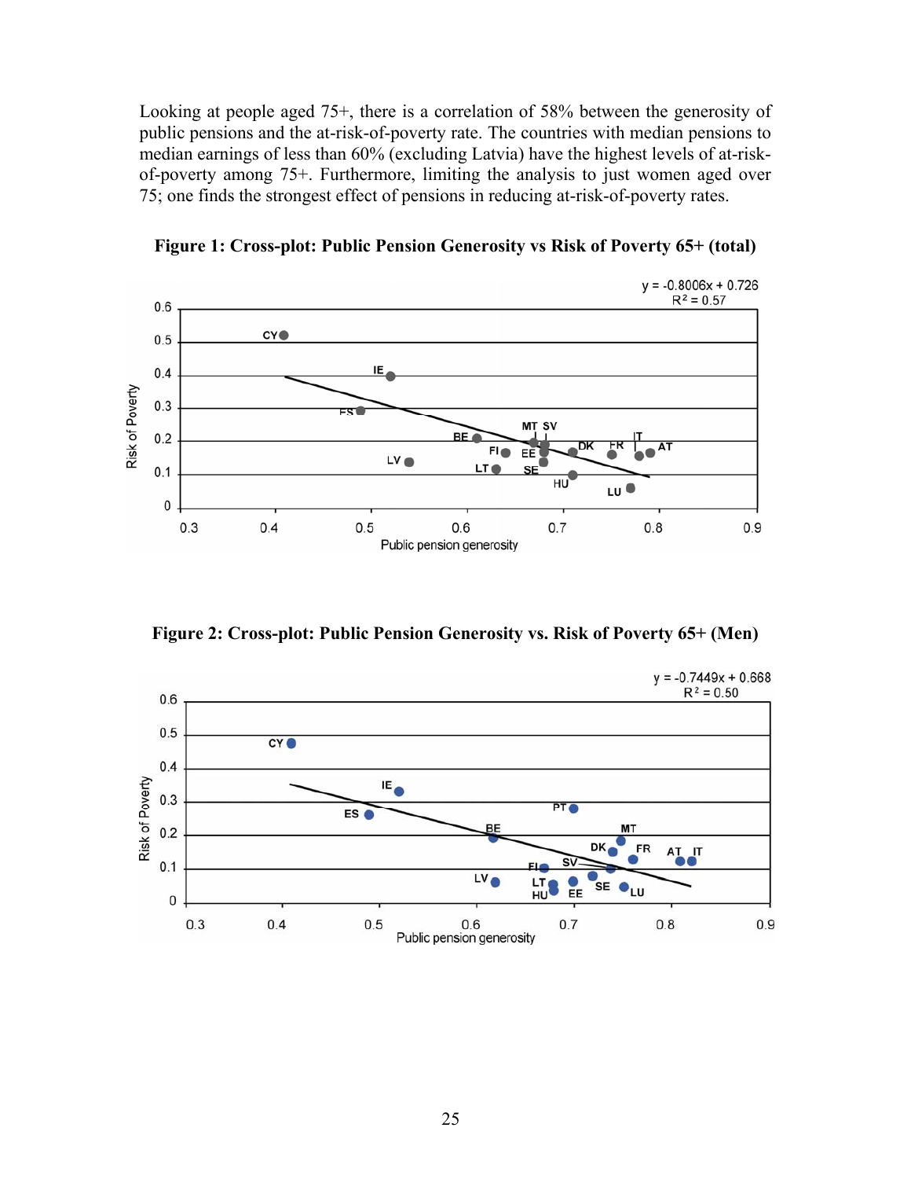Looking at people aged 75+, there is a correlation of 58% between the generosity of public pensions and the at-risk-of-poverty rate. The countries with median pensions to median earnings of less than 60% (excluding Latvia) have the highest levels of at-risk-of-poverty among 75+. Furthermore, limiting the analysis to just women aged over 75; one finds the strongest effect of pensions in reducing at-risk-of-poverty rates.

**Figure 1: Cross-plot: Public Pension Generosity vs Risk of Poverty 65+ (total)**

$y = -0.8006x + 0.726$
$R^2 = 0.57$

**Figure 2: Cross-plot: Public Pension Generosity vs. Risk of Poverty 65+ (Men)**

$y = -0.7449x + 0.668$
$R^2 = 0.50$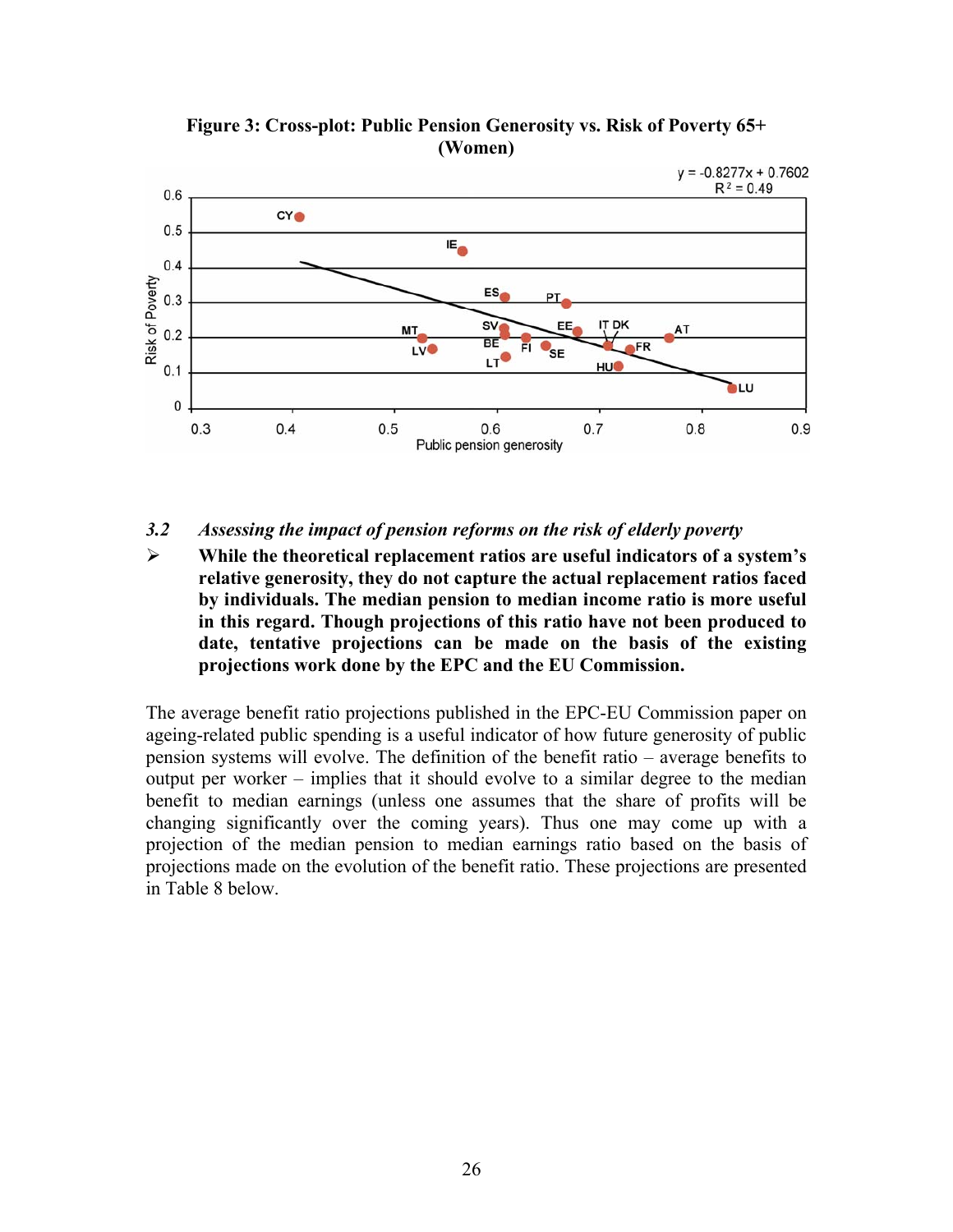**Figure 3: Cross-plot: Public Pension Generosity vs. Risk of Poverty 65+ (Women)**

### 3.2 *Assessing the impact of pension reforms on the risk of elderly poverty*

➢ **While the theoretical replacement ratios are useful indicators of a system's relative generosity, they do not capture the actual replacement ratios faced by individuals. The median pension to median income ratio is more useful in this regard. Though projections of this ratio have not been produced to date, tentative projections can be made on the basis of the existing projections work done by the EPC and the EU Commission.**

The average benefit ratio projections published in the EPC-EU Commission paper on ageing-related public spending is a useful indicator of how future generosity of public pension systems will evolve. The definition of the benefit ratio – average benefits to output per worker – implies that it should evolve to a similar degree to the median benefit to median earnings (unless one assumes that the share of profits will be changing significantly over the coming years). Thus one may come up with a projection of the median pension to median earnings ratio based on the basis of projections made on the evolution of the benefit ratio. These projections are presented in Table 8 below.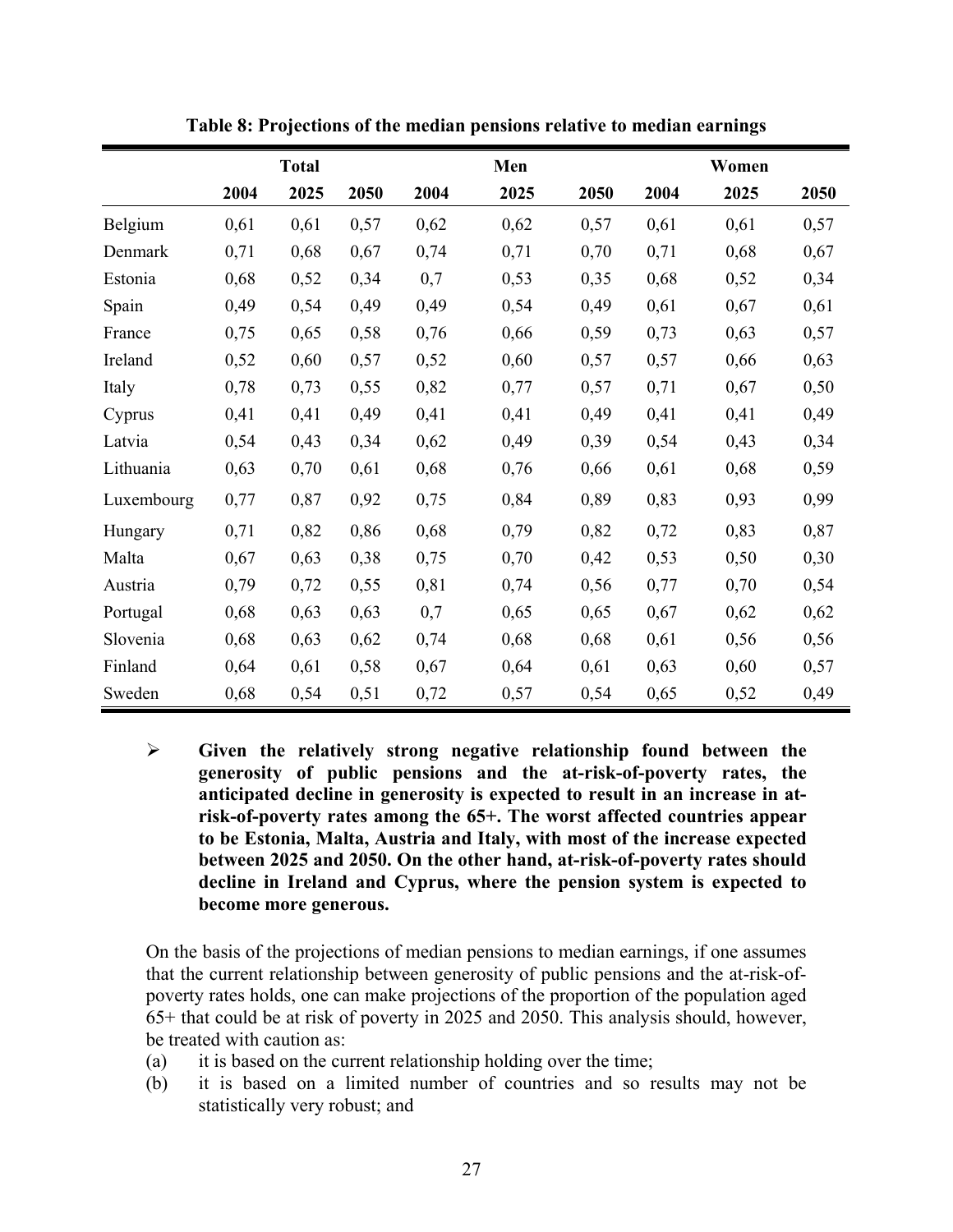**Table 8: Projections of the median pensions relative to median earnings**

| | Total | | | Men | | | Women | | |
|---|---|---|---|---|---|---|---|---|---|
| | 2004 | 2025 | 2050 | 2004 | 2025 | 2050 | 2004 | 2025 | 2050 |
| Belgium | 0,61 | 0,61 | 0,57 | 0,62 | 0,62 | 0,57 | 0,61 | 0,61 | 0,57 |
| Denmark | 0,71 | 0,68 | 0,67 | 0,74 | 0,71 | 0,70 | 0,71 | 0,68 | 0,67 |
| Estonia | 0,68 | 0,52 | 0,34 | 0,7 | 0,53 | 0,35 | 0,68 | 0,52 | 0,34 |
| Spain | 0,49 | 0,54 | 0,49 | 0,49 | 0,54 | 0,49 | 0,61 | 0,67 | 0,61 |
| France | 0,75 | 0,65 | 0,58 | 0,76 | 0,66 | 0,59 | 0,73 | 0,63 | 0,57 |
| Ireland | 0,52 | 0,60 | 0,57 | 0,52 | 0,60 | 0,57 | 0,57 | 0,66 | 0,63 |
| Italy | 0,78 | 0,73 | 0,55 | 0,82 | 0,77 | 0,57 | 0,71 | 0,67 | 0,50 |
| Cyprus | 0,41 | 0,41 | 0,49 | 0,41 | 0,41 | 0,49 | 0,41 | 0,41 | 0,49 |
| Latvia | 0,54 | 0,43 | 0,34 | 0,62 | 0,49 | 0,39 | 0,54 | 0,43 | 0,34 |
| Lithuania | 0,63 | 0,70 | 0,61 | 0,68 | 0,76 | 0,66 | 0,61 | 0,68 | 0,59 |
| Luxembourg | 0,77 | 0,87 | 0,92 | 0,75 | 0,84 | 0,89 | 0,83 | 0,93 | 0,99 |
| Hungary | 0,71 | 0,82 | 0,86 | 0,68 | 0,79 | 0,82 | 0,72 | 0,83 | 0,87 |
| Malta | 0,67 | 0,63 | 0,38 | 0,75 | 0,70 | 0,42 | 0,53 | 0,50 | 0,30 |
| Austria | 0,79 | 0,72 | 0,55 | 0,81 | 0,74 | 0,56 | 0,77 | 0,70 | 0,54 |
| Portugal | 0,68 | 0,63 | 0,63 | 0,7 | 0,65 | 0,65 | 0,67 | 0,62 | 0,62 |
| Slovenia | 0,68 | 0,63 | 0,62 | 0,74 | 0,68 | 0,68 | 0,61 | 0,56 | 0,56 |
| Finland | 0,64 | 0,61 | 0,58 | 0,67 | 0,64 | 0,61 | 0,63 | 0,60 | 0,57 |
| Sweden | 0,68 | 0,54 | 0,51 | 0,72 | 0,57 | 0,54 | 0,65 | 0,52 | 0,49 |

- **Given the relatively strong negative relationship found between the generosity of public pensions and the at-risk-of-poverty rates, the anticipated decline in generosity is expected to result in an increase in at-risk-of-poverty rates among the 65+. The worst affected countries appear to be Estonia, Malta, Austria and Italy, with most of the increase expected between 2025 and 2050. On the other hand, at-risk-of-poverty rates should decline in Ireland and Cyprus, where the pension system is expected to become more generous.**

On the basis of the projections of median pensions to median earnings, if one assumes that the current relationship between generosity of public pensions and the at-risk-of-poverty rates holds, one can make projections of the proportion of the population aged 65+ that could be at risk of poverty in 2025 and 2050. This analysis should, however, be treated with caution as:

(a) it is based on the current relationship holding over the time;

(b) it is based on a limited number of countries and so results may not be statistically very robust; and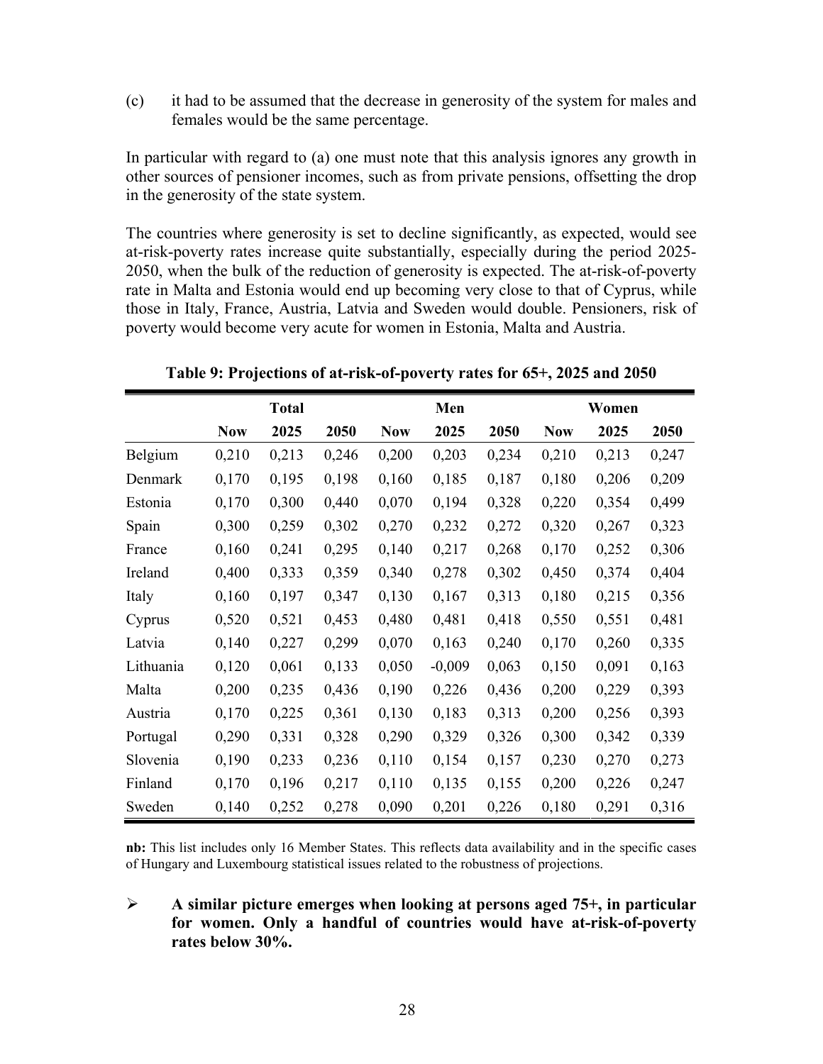(c) it had to be assumed that the decrease in generosity of the system for males and females would be the same percentage.

In particular with regard to (a) one must note that this analysis ignores any growth in other sources of pensioner incomes, such as from private pensions, offsetting the drop in the generosity of the state system.

The countries where generosity is set to decline significantly, as expected, would see at-risk-poverty rates increase quite substantially, especially during the period 2025-2050, when the bulk of the reduction of generosity is expected. The at-risk-of-poverty rate in Malta and Estonia would end up becoming very close to that of Cyprus, while those in Italy, France, Austria, Latvia and Sweden would double. Pensioners, risk of poverty would become very acute for women in Estonia, Malta and Austria.

**Table 9: Projections of at-risk-of-poverty rates for 65+, 2025 and 2050**

| | Total | | | Men | | | Women | | |
|---|---|---|---|---|---|---|---|---|---|
| | **Now** | **2025** | **2050** | **Now** | **2025** | **2050** | **Now** | **2025** | **2050** |
| Belgium | 0,210 | 0,213 | 0,246 | 0,200 | 0,203 | 0,234 | 0,210 | 0,213 | 0,247 |
| Denmark | 0,170 | 0,195 | 0,198 | 0,160 | 0,185 | 0,187 | 0,180 | 0,206 | 0,209 |
| Estonia | 0,170 | 0,300 | 0,440 | 0,070 | 0,194 | 0,328 | 0,220 | 0,354 | 0,499 |
| Spain | 0,300 | 0,259 | 0,302 | 0,270 | 0,232 | 0,272 | 0,320 | 0,267 | 0,323 |
| France | 0,160 | 0,241 | 0,295 | 0,140 | 0,217 | 0,268 | 0,170 | 0,252 | 0,306 |
| Ireland | 0,400 | 0,333 | 0,359 | 0,340 | 0,278 | 0,302 | 0,450 | 0,374 | 0,404 |
| Italy | 0,160 | 0,197 | 0,347 | 0,130 | 0,167 | 0,313 | 0,180 | 0,215 | 0,356 |
| Cyprus | 0,520 | 0,521 | 0,453 | 0,480 | 0,481 | 0,418 | 0,550 | 0,551 | 0,481 |
| Latvia | 0,140 | 0,227 | 0,299 | 0,070 | 0,163 | 0,240 | 0,170 | 0,260 | 0,335 |
| Lithuania | 0,120 | 0,061 | 0,133 | 0,050 | -0,009 | 0,063 | 0,150 | 0,091 | 0,163 |
| Malta | 0,200 | 0,235 | 0,436 | 0,190 | 0,226 | 0,436 | 0,200 | 0,229 | 0,393 |
| Austria | 0,170 | 0,225 | 0,361 | 0,130 | 0,183 | 0,313 | 0,200 | 0,256 | 0,393 |
| Portugal | 0,290 | 0,331 | 0,328 | 0,290 | 0,329 | 0,326 | 0,300 | 0,342 | 0,339 |
| Slovenia | 0,190 | 0,233 | 0,236 | 0,110 | 0,154 | 0,157 | 0,230 | 0,270 | 0,273 |
| Finland | 0,170 | 0,196 | 0,217 | 0,110 | 0,135 | 0,155 | 0,200 | 0,226 | 0,247 |
| Sweden | 0,140 | 0,252 | 0,278 | 0,090 | 0,201 | 0,226 | 0,180 | 0,291 | 0,316 |

**nb:** This list includes only 16 Member States. This reflects data availability and in the specific cases of Hungary and Luxembourg statistical issues related to the robustness of projections.

- **A similar picture emerges when looking at persons aged 75+, in particular for women. Only a handful of countries would have at-risk-of-poverty rates below 30%.**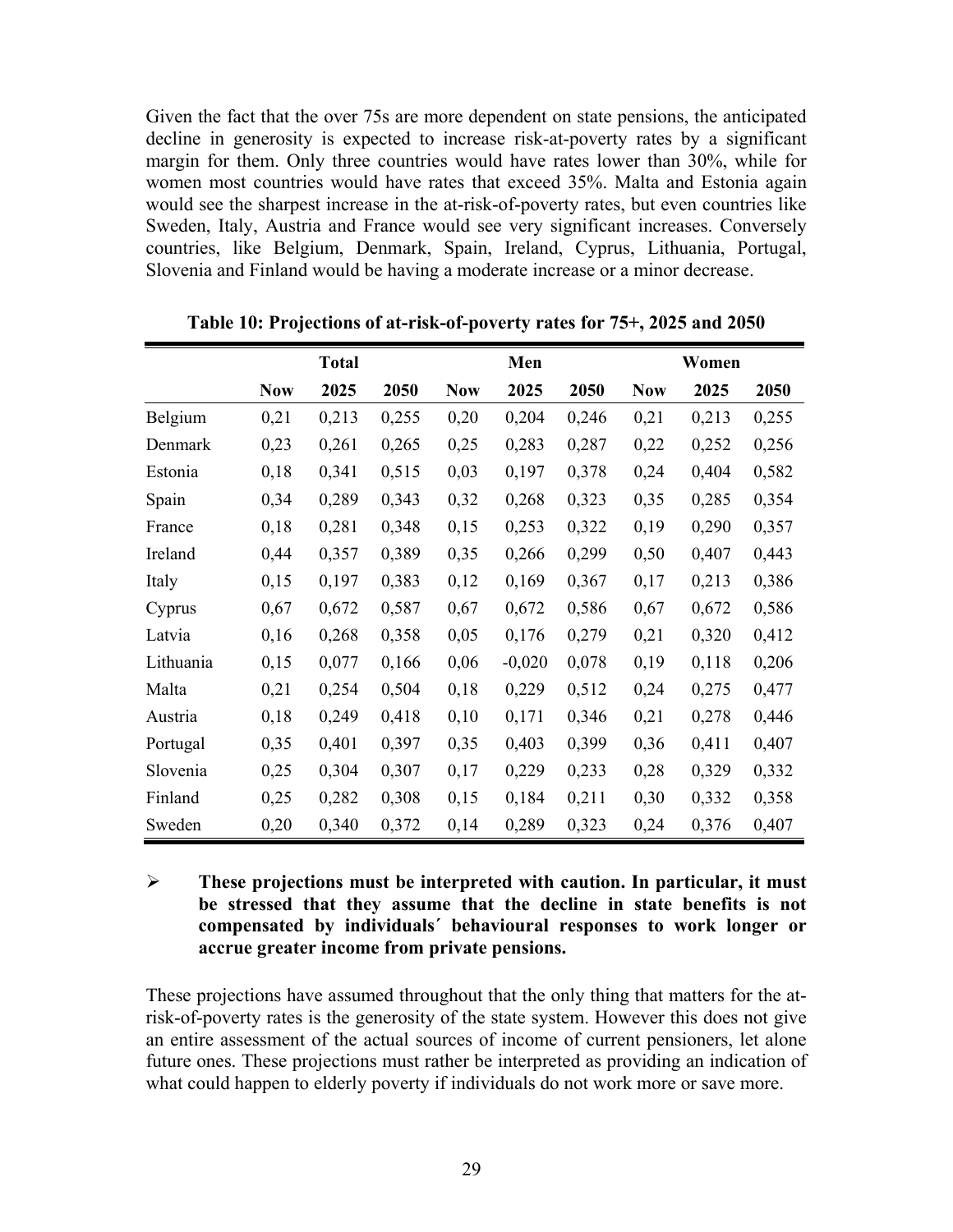Given the fact that the over 75s are more dependent on state pensions, the anticipated decline in generosity is expected to increase risk-at-poverty rates by a significant margin for them. Only three countries would have rates lower than 30%, while for women most countries would have rates that exceed 35%. Malta and Estonia again would see the sharpest increase in the at-risk-of-poverty rates, but even countries like Sweden, Italy, Austria and France would see very significant increases. Conversely countries, like Belgium, Denmark, Spain, Ireland, Cyprus, Lithuania, Portugal, Slovenia and Finland would be having a moderate increase or a minor decrease.

**Table 10: Projections of at-risk-of-poverty rates for 75+, 2025 and 2050**

| | Total | | | Men | | | Women | | |
|---|---|---|---|---|---|---|---|---|---|
| | **Now** | **2025** | **2050** | **Now** | **2025** | **2050** | **Now** | **2025** | **2050** |
| Belgium | 0,21 | 0,213 | 0,255 | 0,20 | 0,204 | 0,246 | 0,21 | 0,213 | 0,255 |
| Denmark | 0,23 | 0,261 | 0,265 | 0,25 | 0,283 | 0,287 | 0,22 | 0,252 | 0,256 |
| Estonia | 0,18 | 0,341 | 0,515 | 0,03 | 0,197 | 0,378 | 0,24 | 0,404 | 0,582 |
| Spain | 0,34 | 0,289 | 0,343 | 0,32 | 0,268 | 0,323 | 0,35 | 0,285 | 0,354 |
| France | 0,18 | 0,281 | 0,348 | 0,15 | 0,253 | 0,322 | 0,19 | 0,290 | 0,357 |
| Ireland | 0,44 | 0,357 | 0,389 | 0,35 | 0,266 | 0,299 | 0,50 | 0,407 | 0,443 |
| Italy | 0,15 | 0,197 | 0,383 | 0,12 | 0,169 | 0,367 | 0,17 | 0,213 | 0,386 |
| Cyprus | 0,67 | 0,672 | 0,587 | 0,67 | 0,672 | 0,586 | 0,67 | 0,672 | 0,586 |
| Latvia | 0,16 | 0,268 | 0,358 | 0,05 | 0,176 | 0,279 | 0,21 | 0,320 | 0,412 |
| Lithuania | 0,15 | 0,077 | 0,166 | 0,06 | -0,020 | 0,078 | 0,19 | 0,118 | 0,206 |
| Malta | 0,21 | 0,254 | 0,504 | 0,18 | 0,229 | 0,512 | 0,24 | 0,275 | 0,477 |
| Austria | 0,18 | 0,249 | 0,418 | 0,10 | 0,171 | 0,346 | 0,21 | 0,278 | 0,446 |
| Portugal | 0,35 | 0,401 | 0,397 | 0,35 | 0,403 | 0,399 | 0,36 | 0,411 | 0,407 |
| Slovenia | 0,25 | 0,304 | 0,307 | 0,17 | 0,229 | 0,233 | 0,28 | 0,329 | 0,332 |
| Finland | 0,25 | 0,282 | 0,308 | 0,15 | 0,184 | 0,211 | 0,30 | 0,332 | 0,358 |
| Sweden | 0,20 | 0,340 | 0,372 | 0,14 | 0,289 | 0,323 | 0,24 | 0,376 | 0,407 |

- **These projections must be interpreted with caution. In particular, it must be stressed that they assume that the decline in state benefits is not compensated by individuals´ behavioural responses to work longer or accrue greater income from private pensions.**

These projections have assumed throughout that the only thing that matters for the at-risk-of-poverty rates is the generosity of the state system. However this does not give an entire assessment of the actual sources of income of current pensioners, let alone future ones. These projections must rather be interpreted as providing an indication of what could happen to elderly poverty if individuals do not work more or save more.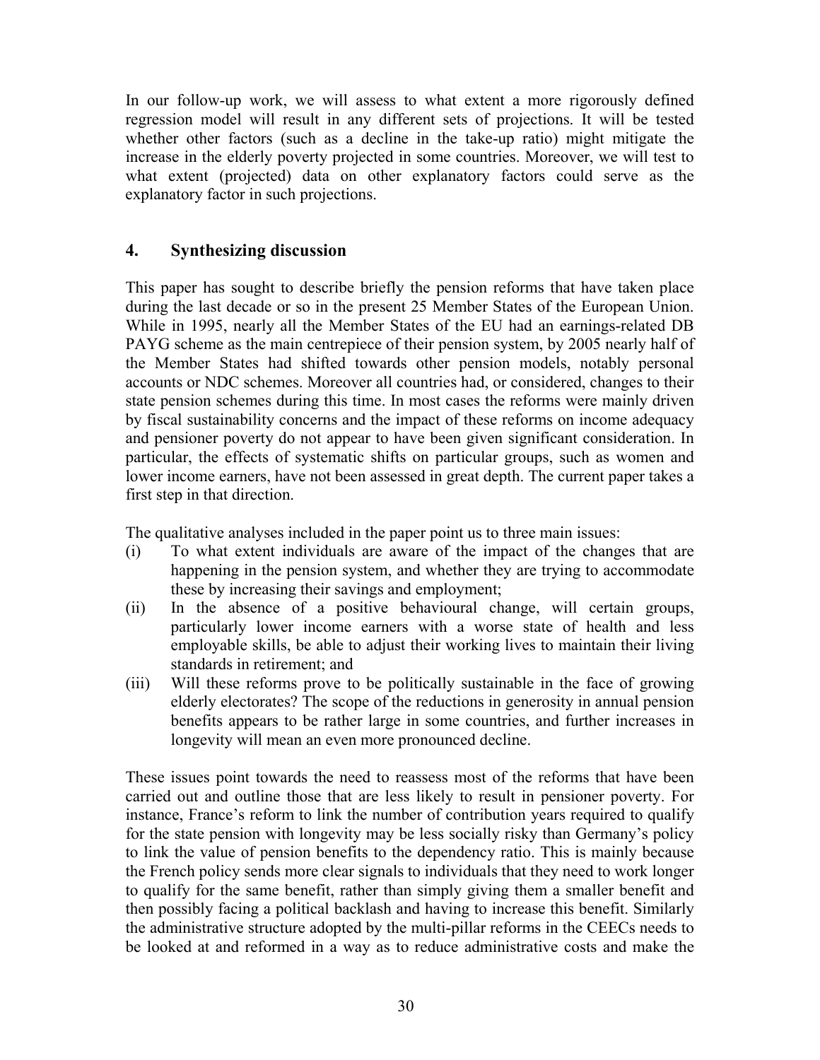In our follow-up work, we will assess to what extent a more rigorously defined regression model will result in any different sets of projections. It will be tested whether other factors (such as a decline in the take-up ratio) might mitigate the increase in the elderly poverty projected in some countries. Moreover, we will test to what extent (projected) data on other explanatory factors could serve as the explanatory factor in such projections.

## 4. Synthesizing discussion

This paper has sought to describe briefly the pension reforms that have taken place during the last decade or so in the present 25 Member States of the European Union. While in 1995, nearly all the Member States of the EU had an earnings-related DB PAYG scheme as the main centrepiece of their pension system, by 2005 nearly half of the Member States had shifted towards other pension models, notably personal accounts or NDC schemes. Moreover all countries had, or considered, changes to their state pension schemes during this time. In most cases the reforms were mainly driven by fiscal sustainability concerns and the impact of these reforms on income adequacy and pensioner poverty do not appear to have been given significant consideration. In particular, the effects of systematic shifts on particular groups, such as women and lower income earners, have not been assessed in great depth. The current paper takes a first step in that direction.

The qualitative analyses included in the paper point us to three main issues:

(i) To what extent individuals are aware of the impact of the changes that are happening in the pension system, and whether they are trying to accommodate these by increasing their savings and employment;

(ii) In the absence of a positive behavioural change, will certain groups, particularly lower income earners with a worse state of health and less employable skills, be able to adjust their working lives to maintain their living standards in retirement; and

(iii) Will these reforms prove to be politically sustainable in the face of growing elderly electorates? The scope of the reductions in generosity in annual pension benefits appears to be rather large in some countries, and further increases in longevity will mean an even more pronounced decline.

These issues point towards the need to reassess most of the reforms that have been carried out and outline those that are less likely to result in pensioner poverty. For instance, France's reform to link the number of contribution years required to qualify for the state pension with longevity may be less socially risky than Germany's policy to link the value of pension benefits to the dependency ratio. This is mainly because the French policy sends more clear signals to individuals that they need to work longer to qualify for the same benefit, rather than simply giving them a smaller benefit and then possibly facing a political backlash and having to increase this benefit. Similarly the administrative structure adopted by the multi-pillar reforms in the CEECs needs to be looked at and reformed in a way as to reduce administrative costs and make the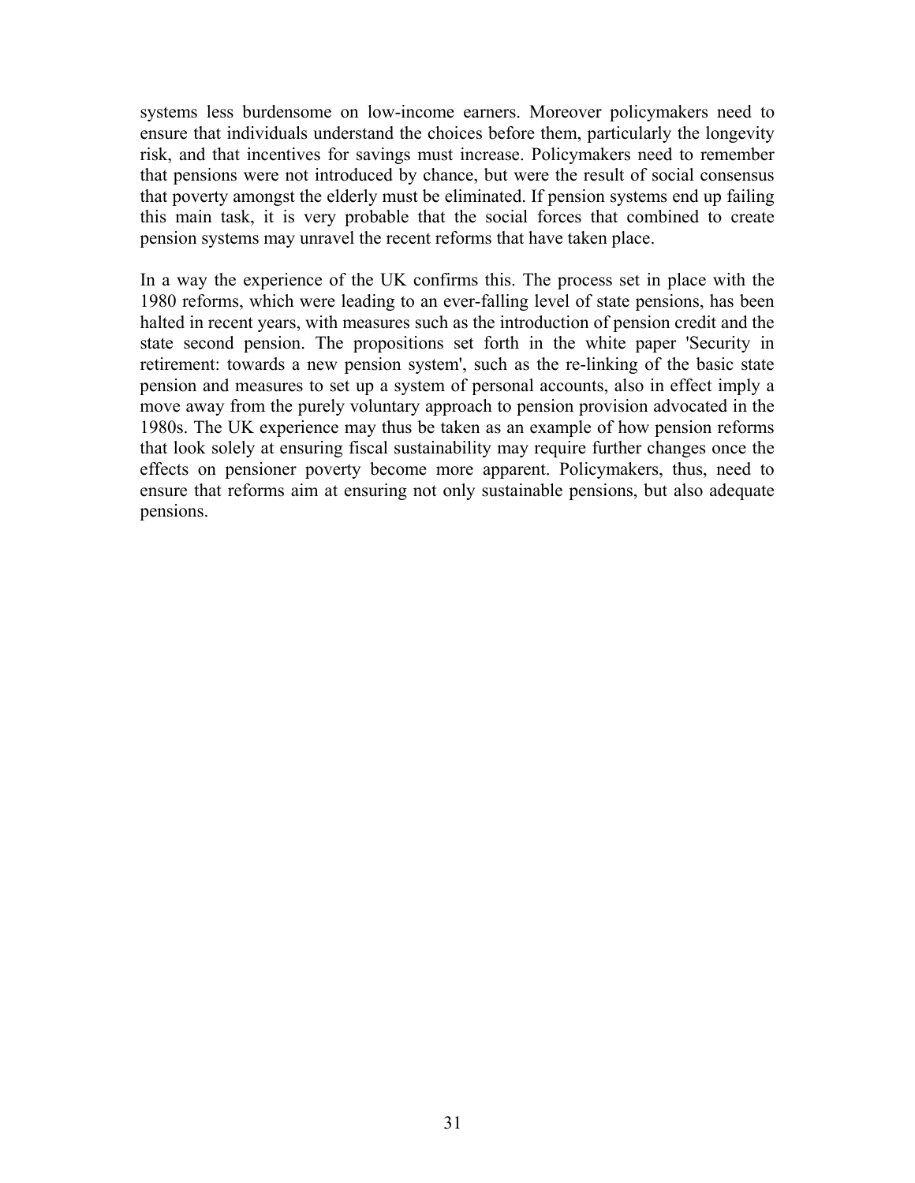systems less burdensome on low-income earners. Moreover policymakers need to ensure that individuals understand the choices before them, particularly the longevity risk, and that incentives for savings must increase. Policymakers need to remember that pensions were not introduced by chance, but were the result of social consensus that poverty amongst the elderly must be eliminated. If pension systems end up failing this main task, it is very probable that the social forces that combined to create pension systems may unravel the recent reforms that have taken place.

In a way the experience of the UK confirms this. The process set in place with the 1980 reforms, which were leading to an ever-falling level of state pensions, has been halted in recent years, with measures such as the introduction of pension credit and the state second pension. The propositions set forth in the white paper 'Security in retirement: towards a new pension system', such as the re-linking of the basic state pension and measures to set up a system of personal accounts, also in effect imply a move away from the purely voluntary approach to pension provision advocated in the 1980s. The UK experience may thus be taken as an example of how pension reforms that look solely at ensuring fiscal sustainability may require further changes once the effects on pensioner poverty become more apparent. Policymakers, thus, need to ensure that reforms aim at ensuring not only sustainable pensions, but also adequate pensions.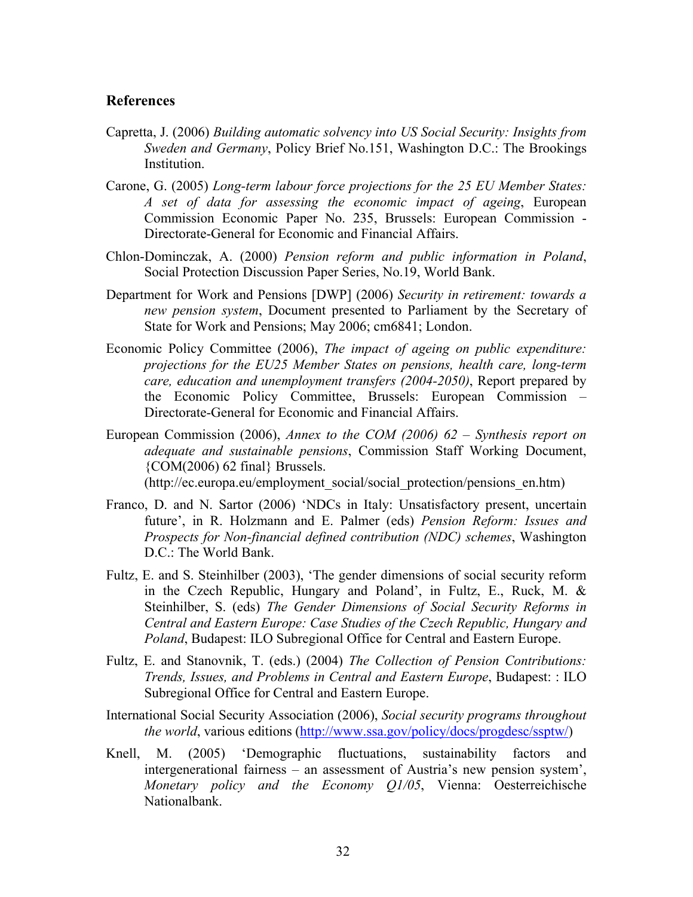## References

Capretta, J. (2006) *Building automatic solvency into US Social Security: Insights from Sweden and Germany*, Policy Brief No.151, Washington D.C.: The Brookings Institution.

Carone, G. (2005) *Long-term labour force projections for the 25 EU Member States: A set of data for assessing the economic impact of ageing*, European Commission Economic Paper No. 235, Brussels: European Commission - Directorate-General for Economic and Financial Affairs.

Chlon-Dominczak, A. (2000) *Pension reform and public information in Poland*, Social Protection Discussion Paper Series, No.19, World Bank.

Department for Work and Pensions [DWP] (2006) *Security in retirement: towards a new pension system*, Document presented to Parliament by the Secretary of State for Work and Pensions; May 2006; cm6841; London.

Economic Policy Committee (2006), *The impact of ageing on public expenditure: projections for the EU25 Member States on pensions, health care, long-term care, education and unemployment transfers (2004-2050)*, Report prepared by the Economic Policy Committee, Brussels: European Commission – Directorate-General for Economic and Financial Affairs.

European Commission (2006), *Annex to the COM (2006) 62 – Synthesis report on adequate and sustainable pensions*, Commission Staff Working Document, {COM(2006) 62 final} Brussels. (http://ec.europa.eu/employment_social/social_protection/pensions_en.htm)

Franco, D. and N. Sartor (2006) 'NDCs in Italy: Unsatisfactory present, uncertain future', in R. Holzmann and E. Palmer (eds) *Pension Reform: Issues and Prospects for Non-financial defined contribution (NDC) schemes*, Washington D.C.: The World Bank.

Fultz, E. and S. Steinhilber (2003), 'The gender dimensions of social security reform in the Czech Republic, Hungary and Poland', in Fultz, E., Ruck, M. & Steinhilber, S. (eds) *The Gender Dimensions of Social Security Reforms in Central and Eastern Europe: Case Studies of the Czech Republic, Hungary and Poland*, Budapest: ILO Subregional Office for Central and Eastern Europe.

Fultz, E. and Stanovnik, T. (eds.) (2004) *The Collection of Pension Contributions: Trends, Issues, and Problems in Central and Eastern Europe*, Budapest: : ILO Subregional Office for Central and Eastern Europe.

International Social Security Association (2006), *Social security programs throughout the world*, various editions (http://www.ssa.gov/policy/docs/progdesc/ssptw/)

Knell, M. (2005) 'Demographic fluctuations, sustainability factors and intergenerational fairness – an assessment of Austria's new pension system', *Monetary policy and the Economy Q1/05*, Vienna: Oesterreichische Nationalbank.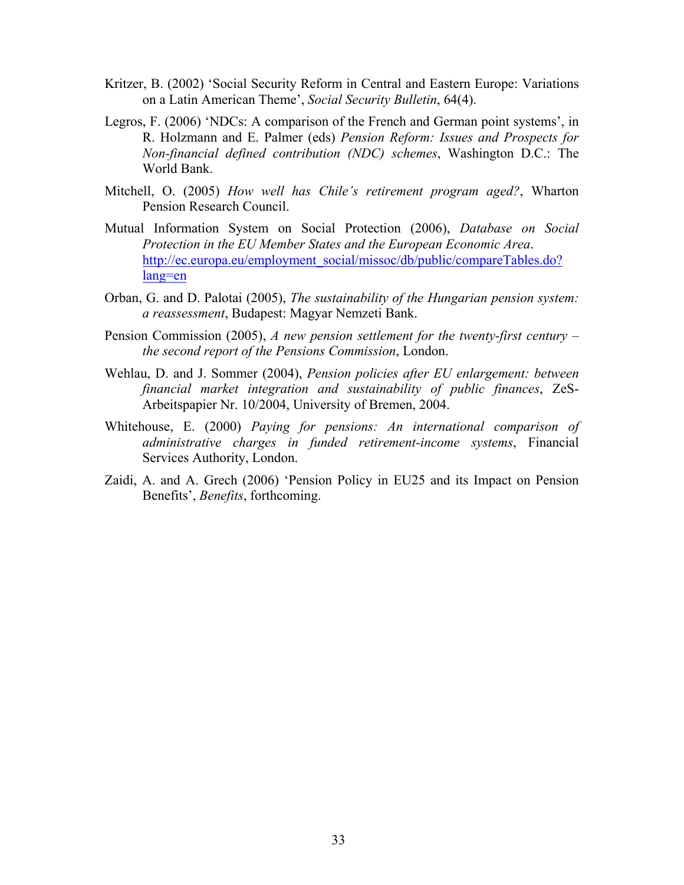Kritzer, B. (2002) 'Social Security Reform in Central and Eastern Europe: Variations on a Latin American Theme', *Social Security Bulletin*, 64(4).

Legros, F. (2006) 'NDCs: A comparison of the French and German point systems', in R. Holzmann and E. Palmer (eds) *Pension Reform: Issues and Prospects for Non-financial defined contribution (NDC) schemes*, Washington D.C.: The World Bank.

Mitchell, O. (2005) *How well has Chile's retirement program aged?*, Wharton Pension Research Council.

Mutual Information System on Social Protection (2006), *Database on Social Protection in the EU Member States and the European Economic Area*. http://ec.europa.eu/employment_social/missoc/db/public/compareTables.do?lang=en

Orban, G. and D. Palotai (2005), *The sustainability of the Hungarian pension system: a reassessment*, Budapest: Magyar Nemzeti Bank.

Pension Commission (2005), *A new pension settlement for the twenty-first century – the second report of the Pensions Commission*, London.

Wehlau, D. and J. Sommer (2004), *Pension policies after EU enlargement: between financial market integration and sustainability of public finances*, ZeS-Arbeitspapier Nr. 10/2004, University of Bremen, 2004.

Whitehouse, E. (2000) *Paying for pensions: An international comparison of administrative charges in funded retirement-income systems*, Financial Services Authority, London.

Zaidi, A. and A. Grech (2006) 'Pension Policy in EU25 and its Impact on Pension Benefits', *Benefits*, forthcoming.